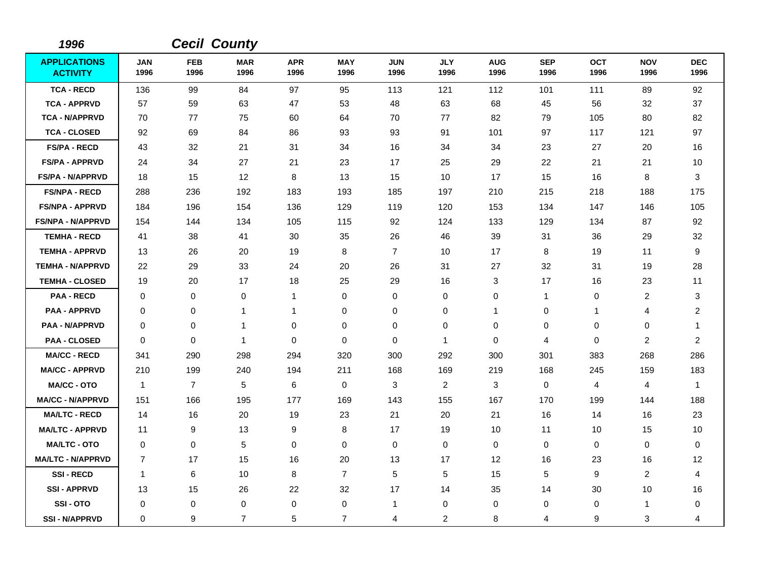*1996* ***Cecil County***

| APPLICATIONS ACTIVITY | JAN 1996 | FEB 1996 | MAR 1996 | APR 1996 | MAY 1996 | JUN 1996 | JLY 1996 | AUG 1996 | SEP 1996 | OCT 1996 | NOV 1996 | DEC 1996 |
|---|---|---|---|---|---|---|---|---|---|---|---|---|
| TCA - RECD | 136 | 99 | 84 | 97 | 95 | 113 | 121 | 112 | 101 | 111 | 89 | 92 |
| TCA - APPRVD | 57 | 59 | 63 | 47 | 53 | 48 | 63 | 68 | 45 | 56 | 32 | 37 |
| TCA - N/APPRVD | 70 | 77 | 75 | 60 | 64 | 70 | 77 | 82 | 79 | 105 | 80 | 82 |
| TCA - CLOSED | 92 | 69 | 84 | 86 | 93 | 93 | 91 | 101 | 97 | 117 | 121 | 97 |
| FS/PA - RECD | 43 | 32 | 21 | 31 | 34 | 16 | 34 | 34 | 23 | 27 | 20 | 16 |
| FS/PA - APPRVD | 24 | 34 | 27 | 21 | 23 | 17 | 25 | 29 | 22 | 21 | 21 | 10 |
| FS/PA - N/APPRVD | 18 | 15 | 12 | 8 | 13 | 15 | 10 | 17 | 15 | 16 | 8 | 3 |
| FS/NPA - RECD | 288 | 236 | 192 | 183 | 193 | 185 | 197 | 210 | 215 | 218 | 188 | 175 |
| FS/NPA - APPRVD | 184 | 196 | 154 | 136 | 129 | 119 | 120 | 153 | 134 | 147 | 146 | 105 |
| FS/NPA - N/APPRVD | 154 | 144 | 134 | 105 | 115 | 92 | 124 | 133 | 129 | 134 | 87 | 92 |
| TEMHA - RECD | 41 | 38 | 41 | 30 | 35 | 26 | 46 | 39 | 31 | 36 | 29 | 32 |
| TEMHA - APPRVD | 13 | 26 | 20 | 19 | 8 | 7 | 10 | 17 | 8 | 19 | 11 | 9 |
| TEMHA - N/APPRVD | 22 | 29 | 33 | 24 | 20 | 26 | 31 | 27 | 32 | 31 | 19 | 28 |
| TEMHA - CLOSED | 19 | 20 | 17 | 18 | 25 | 29 | 16 | 3 | 17 | 16 | 23 | 11 |
| PAA - RECD | 0 | 0 | 0 | 1 | 0 | 0 | 0 | 0 | 1 | 0 | 2 | 3 |
| PAA - APPRVD | 0 | 0 | 1 | 1 | 0 | 0 | 0 | 1 | 0 | 1 | 4 | 2 |
| PAA - N/APPRVD | 0 | 0 | 1 | 0 | 0 | 0 | 0 | 0 | 0 | 0 | 0 | 1 |
| PAA - CLOSED | 0 | 0 | 1 | 0 | 0 | 0 | 1 | 0 | 4 | 0 | 2 | 2 |
| MA/CC - RECD | 341 | 290 | 298 | 294 | 320 | 300 | 292 | 300 | 301 | 383 | 268 | 286 |
| MA/CC - APPRVD | 210 | 199 | 240 | 194 | 211 | 168 | 169 | 219 | 168 | 245 | 159 | 183 |
| MA/CC - OTO | 1 | 7 | 5 | 6 | 0 | 3 | 2 | 3 | 0 | 4 | 4 | 1 |
| MA/CC - N/APPRVD | 151 | 166 | 195 | 177 | 169 | 143 | 155 | 167 | 170 | 199 | 144 | 188 |
| MA/LTC - RECD | 14 | 16 | 20 | 19 | 23 | 21 | 20 | 21 | 16 | 14 | 16 | 23 |
| MA/LTC - APPRVD | 11 | 9 | 13 | 9 | 8 | 17 | 19 | 10 | 11 | 10 | 15 | 10 |
| MA/LTC - OTO | 0 | 0 | 5 | 0 | 0 | 0 | 0 | 0 | 0 | 0 | 0 | 0 |
| MA/LTC - N/APPRVD | 7 | 17 | 15 | 16 | 20 | 13 | 17 | 12 | 16 | 23 | 16 | 12 |
| SSI - RECD | 1 | 6 | 10 | 8 | 7 | 5 | 5 | 15 | 5 | 9 | 2 | 4 |
| SSI - APPRVD | 13 | 15 | 26 | 22 | 32 | 17 | 14 | 35 | 14 | 30 | 10 | 16 |
| SSI - OTO | 0 | 0 | 0 | 0 | 0 | 1 | 0 | 0 | 0 | 0 | 1 | 0 |
| SSI - N/APPRVD | 0 | 9 | 7 | 5 | 7 | 4 | 2 | 8 | 4 | 9 | 3 | 4 |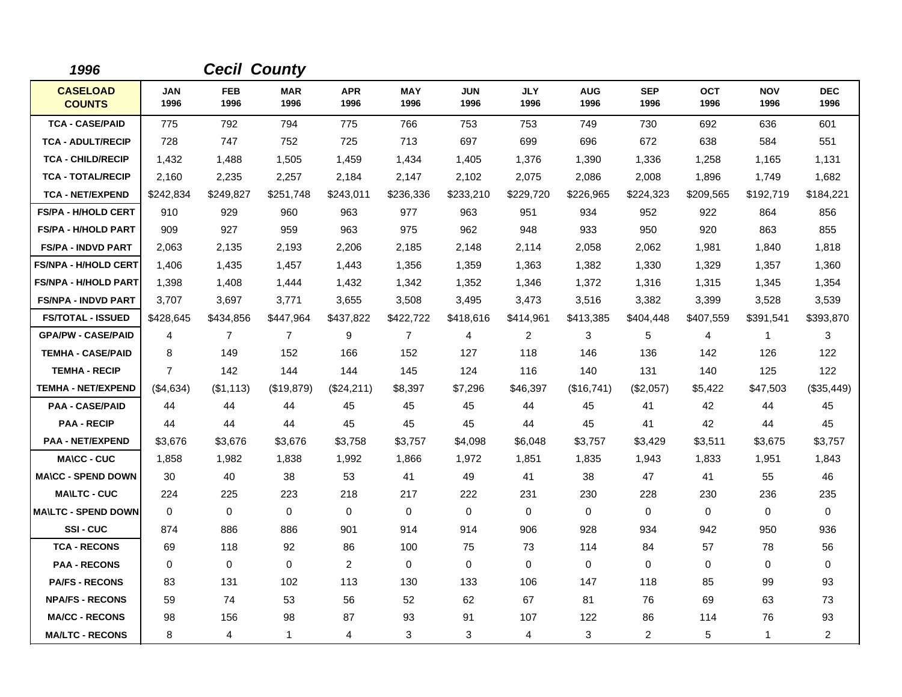## 1996 Cecil County

| CASELOAD COUNTS | JAN 1996 | FEB 1996 | MAR 1996 | APR 1996 | MAY 1996 | JUN 1996 | JLY 1996 | AUG 1996 | SEP 1996 | OCT 1996 | NOV 1996 | DEC 1996 |
|---|---|---|---|---|---|---|---|---|---|---|---|---|
| TCA - CASE/PAID | 775 | 792 | 794 | 775 | 766 | 753 | 753 | 749 | 730 | 692 | 636 | 601 |
| TCA - ADULT/RECIP | 728 | 747 | 752 | 725 | 713 | 697 | 699 | 696 | 672 | 638 | 584 | 551 |
| TCA - CHILD/RECIP | 1,432 | 1,488 | 1,505 | 1,459 | 1,434 | 1,405 | 1,376 | 1,390 | 1,336 | 1,258 | 1,165 | 1,131 |
| TCA - TOTAL/RECIP | 2,160 | 2,235 | 2,257 | 2,184 | 2,147 | 2,102 | 2,075 | 2,086 | 2,008 | 1,896 | 1,749 | 1,682 |
| TCA - NET/EXPEND | $242,834 | $249,827 | $251,748 | $243,011 | $236,336 | $233,210 | $229,720 | $226,965 | $224,323 | $209,565 | $192,719 | $184,221 |
| FS/PA - H/HOLD CERT | 910 | 929 | 960 | 963 | 977 | 963 | 951 | 934 | 952 | 922 | 864 | 856 |
| FS/PA - H/HOLD PART | 909 | 927 | 959 | 963 | 975 | 962 | 948 | 933 | 950 | 920 | 863 | 855 |
| FS/PA - INDVD PART | 2,063 | 2,135 | 2,193 | 2,206 | 2,185 | 2,148 | 2,114 | 2,058 | 2,062 | 1,981 | 1,840 | 1,818 |
| FS/NPA - H/HOLD CERT | 1,406 | 1,435 | 1,457 | 1,443 | 1,356 | 1,359 | 1,363 | 1,382 | 1,330 | 1,329 | 1,357 | 1,360 |
| FS/NPA - H/HOLD PART | 1,398 | 1,408 | 1,444 | 1,432 | 1,342 | 1,352 | 1,346 | 1,372 | 1,316 | 1,315 | 1,345 | 1,354 |
| FS/NPA - INDVD PART | 3,707 | 3,697 | 3,771 | 3,655 | 3,508 | 3,495 | 3,473 | 3,516 | 3,382 | 3,399 | 3,528 | 3,539 |
| FS/TOTAL - ISSUED | $428,645 | $434,856 | $447,964 | $437,822 | $422,722 | $418,616 | $414,961 | $413,385 | $404,448 | $407,559 | $391,541 | $393,870 |
| GPA/PW - CASE/PAID | 4 | 7 | 7 | 9 | 7 | 4 | 2 | 3 | 5 | 4 | 1 | 3 |
| TEMHA - CASE/PAID | 8 | 149 | 152 | 166 | 152 | 127 | 118 | 146 | 136 | 142 | 126 | 122 |
| TEMHA - RECIP | 7 | 142 | 144 | 144 | 145 | 124 | 116 | 140 | 131 | 140 | 125 | 122 |
| TEMHA - NET/EXPEND | ($4,634) | ($1,113) | ($19,879) | ($24,211) | $8,397 | $7,296 | $46,397 | ($16,741) | ($2,057) | $5,422 | $47,503 | ($35,449) |
| PAA - CASE/PAID | 44 | 44 | 44 | 45 | 45 | 45 | 44 | 45 | 41 | 42 | 44 | 45 |
| PAA - RECIP | 44 | 44 | 44 | 45 | 45 | 45 | 44 | 45 | 41 | 42 | 44 | 45 |
| PAA - NET/EXPEND | $3,676 | $3,676 | $3,676 | $3,758 | $3,757 | $4,098 | $6,048 | $3,757 | $3,429 | $3,511 | $3,675 | $3,757 |
| MA\CC - CUC | 1,858 | 1,982 | 1,838 | 1,992 | 1,866 | 1,972 | 1,851 | 1,835 | 1,943 | 1,833 | 1,951 | 1,843 |
| MA\CC - SPEND DOWN | 30 | 40 | 38 | 53 | 41 | 49 | 41 | 38 | 47 | 41 | 55 | 46 |
| MA\LTC - CUC | 224 | 225 | 223 | 218 | 217 | 222 | 231 | 230 | 228 | 230 | 236 | 235 |
| MA\LTC - SPEND DOWN | 0 | 0 | 0 | 0 | 0 | 0 | 0 | 0 | 0 | 0 | 0 | 0 |
| SSI - CUC | 874 | 886 | 886 | 901 | 914 | 914 | 906 | 928 | 934 | 942 | 950 | 936 |
| TCA - RECONS | 69 | 118 | 92 | 86 | 100 | 75 | 73 | 114 | 84 | 57 | 78 | 56 |
| PAA - RECONS | 0 | 0 | 0 | 2 | 0 | 0 | 0 | 0 | 0 | 0 | 0 | 0 |
| PA/FS - RECONS | 83 | 131 | 102 | 113 | 130 | 133 | 106 | 147 | 118 | 85 | 99 | 93 |
| NPA/FS - RECONS | 59 | 74 | 53 | 56 | 52 | 62 | 67 | 81 | 76 | 69 | 63 | 73 |
| MA/CC - RECONS | 98 | 156 | 98 | 87 | 93 | 91 | 107 | 122 | 86 | 114 | 76 | 93 |
| MA/LTC - RECONS | 8 | 4 | 1 | 4 | 3 | 3 | 4 | 3 | 2 | 5 | 1 | 2 |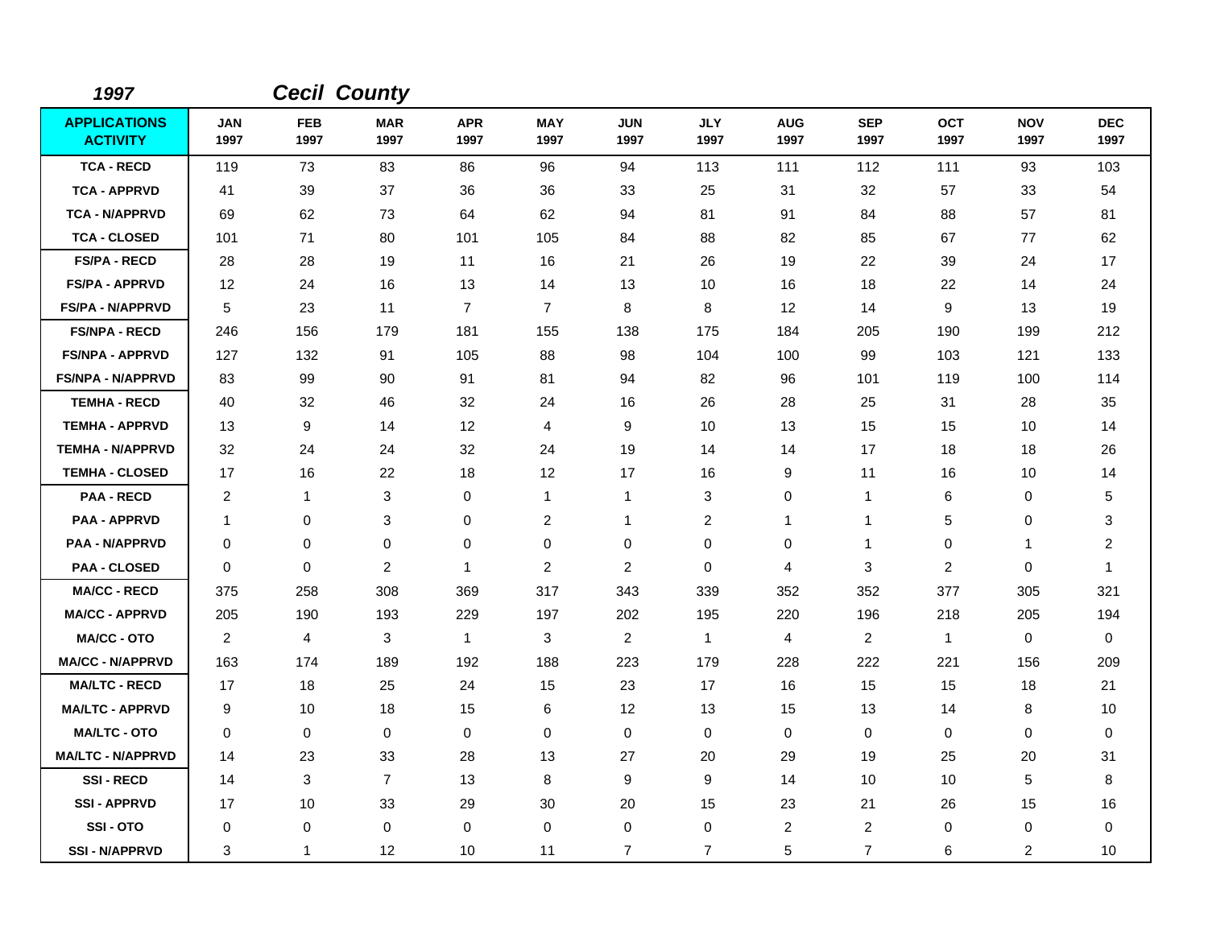**1997** **Cecil County**

| APPLICATIONS ACTIVITY | JAN 1997 | FEB 1997 | MAR 1997 | APR 1997 | MAY 1997 | JUN 1997 | JLY 1997 | AUG 1997 | SEP 1997 | OCT 1997 | NOV 1997 | DEC 1997 |
|---|---|---|---|---|---|---|---|---|---|---|---|---|
| TCA - RECD | 119 | 73 | 83 | 86 | 96 | 94 | 113 | 111 | 112 | 111 | 93 | 103 |
| TCA - APPRVD | 41 | 39 | 37 | 36 | 36 | 33 | 25 | 31 | 32 | 57 | 33 | 54 |
| TCA - N/APPRVD | 69 | 62 | 73 | 64 | 62 | 94 | 81 | 91 | 84 | 88 | 57 | 81 |
| TCA - CLOSED | 101 | 71 | 80 | 101 | 105 | 84 | 88 | 82 | 85 | 67 | 77 | 62 |
| FS/PA - RECD | 28 | 28 | 19 | 11 | 16 | 21 | 26 | 19 | 22 | 39 | 24 | 17 |
| FS/PA - APPRVD | 12 | 24 | 16 | 13 | 14 | 13 | 10 | 16 | 18 | 22 | 14 | 24 |
| FS/PA - N/APPRVD | 5 | 23 | 11 | 7 | 7 | 8 | 8 | 12 | 14 | 9 | 13 | 19 |
| FS/NPA - RECD | 246 | 156 | 179 | 181 | 155 | 138 | 175 | 184 | 205 | 190 | 199 | 212 |
| FS/NPA - APPRVD | 127 | 132 | 91 | 105 | 88 | 98 | 104 | 100 | 99 | 103 | 121 | 133 |
| FS/NPA - N/APPRVD | 83 | 99 | 90 | 91 | 81 | 94 | 82 | 96 | 101 | 119 | 100 | 114 |
| TEMHA - RECD | 40 | 32 | 46 | 32 | 24 | 16 | 26 | 28 | 25 | 31 | 28 | 35 |
| TEMHA - APPRVD | 13 | 9 | 14 | 12 | 4 | 9 | 10 | 13 | 15 | 15 | 10 | 14 |
| TEMHA - N/APPRVD | 32 | 24 | 24 | 32 | 24 | 19 | 14 | 14 | 17 | 18 | 18 | 26 |
| TEMHA - CLOSED | 17 | 16 | 22 | 18 | 12 | 17 | 16 | 9 | 11 | 16 | 10 | 14 |
| PAA - RECD | 2 | 1 | 3 | 0 | 1 | 1 | 3 | 0 | 1 | 6 | 0 | 5 |
| PAA - APPRVD | 1 | 0 | 3 | 0 | 2 | 1 | 2 | 1 | 1 | 5 | 0 | 3 |
| PAA - N/APPRVD | 0 | 0 | 0 | 0 | 0 | 0 | 0 | 0 | 1 | 0 | 1 | 2 |
| PAA - CLOSED | 0 | 0 | 2 | 1 | 2 | 2 | 0 | 4 | 3 | 2 | 0 | 1 |
| MA/CC - RECD | 375 | 258 | 308 | 369 | 317 | 343 | 339 | 352 | 352 | 377 | 305 | 321 |
| MA/CC - APPRVD | 205 | 190 | 193 | 229 | 197 | 202 | 195 | 220 | 196 | 218 | 205 | 194 |
| MA/CC - OTO | 2 | 4 | 3 | 1 | 3 | 2 | 1 | 4 | 2 | 1 | 0 | 0 |
| MA/CC - N/APPRVD | 163 | 174 | 189 | 192 | 188 | 223 | 179 | 228 | 222 | 221 | 156 | 209 |
| MA/LTC - RECD | 17 | 18 | 25 | 24 | 15 | 23 | 17 | 16 | 15 | 15 | 18 | 21 |
| MA/LTC - APPRVD | 9 | 10 | 18 | 15 | 6 | 12 | 13 | 15 | 13 | 14 | 8 | 10 |
| MA/LTC - OTO | 0 | 0 | 0 | 0 | 0 | 0 | 0 | 0 | 0 | 0 | 0 | 0 |
| MA/LTC - N/APPRVD | 14 | 23 | 33 | 28 | 13 | 27 | 20 | 29 | 19 | 25 | 20 | 31 |
| SSI - RECD | 14 | 3 | 7 | 13 | 8 | 9 | 9 | 14 | 10 | 10 | 5 | 8 |
| SSI - APPRVD | 17 | 10 | 33 | 29 | 30 | 20 | 15 | 23 | 21 | 26 | 15 | 16 |
| SSI - OTO | 0 | 0 | 0 | 0 | 0 | 0 | 0 | 2 | 2 | 0 | 0 | 0 |
| SSI - N/APPRVD | 3 | 1 | 12 | 10 | 11 | 7 | 7 | 5 | 7 | 6 | 2 | 10 |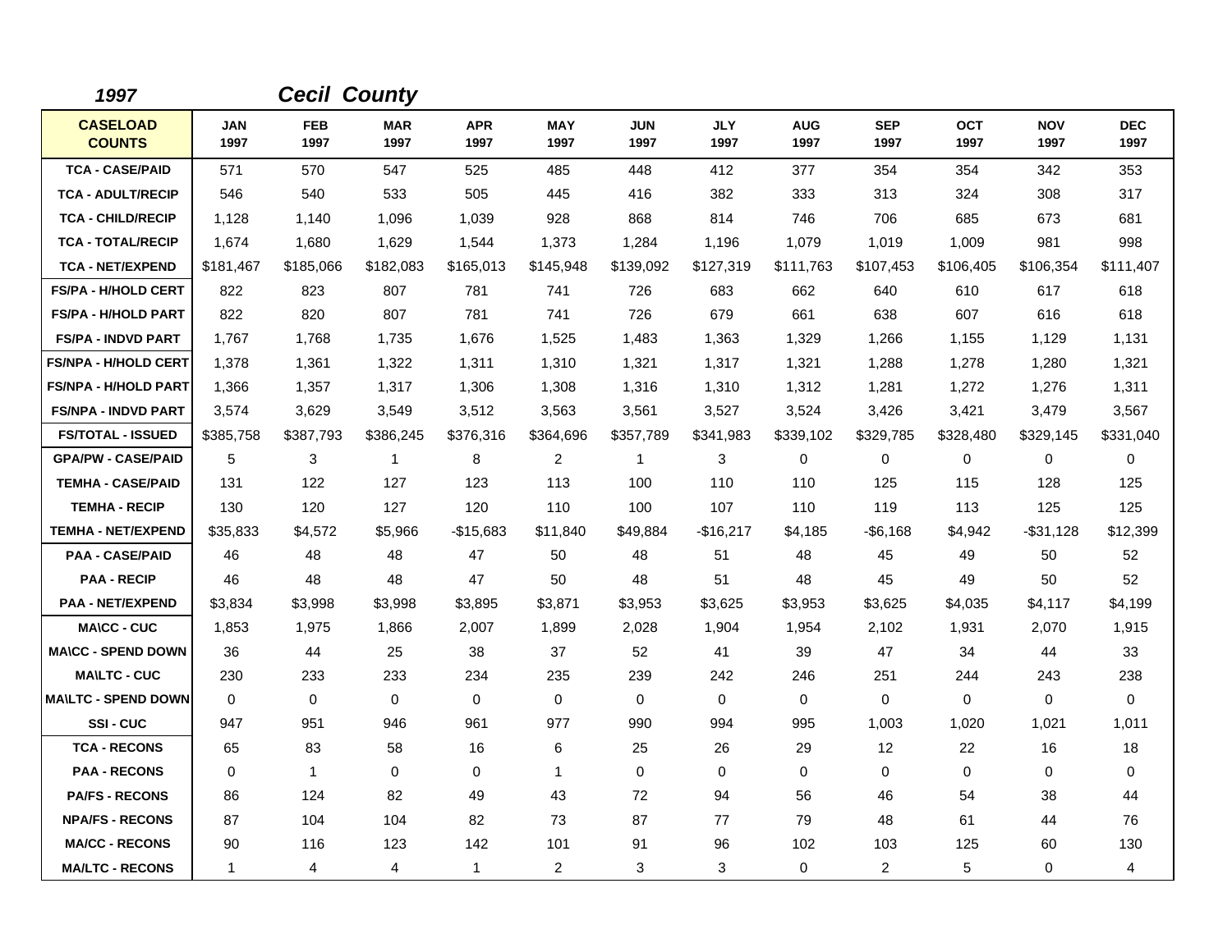## *1997 Cecil County*

| CASELOAD COUNTS | JAN 1997 | FEB 1997 | MAR 1997 | APR 1997 | MAY 1997 | JUN 1997 | JLY 1997 | AUG 1997 | SEP 1997 | OCT 1997 | NOV 1997 | DEC 1997 |
|---|---|---|---|---|---|---|---|---|---|---|---|---|
| TCA - CASE/PAID | 571 | 570 | 547 | 525 | 485 | 448 | 412 | 377 | 354 | 354 | 342 | 353 |
| TCA - ADULT/RECIP | 546 | 540 | 533 | 505 | 445 | 416 | 382 | 333 | 313 | 324 | 308 | 317 |
| TCA - CHILD/RECIP | 1,128 | 1,140 | 1,096 | 1,039 | 928 | 868 | 814 | 746 | 706 | 685 | 673 | 681 |
| TCA - TOTAL/RECIP | 1,674 | 1,680 | 1,629 | 1,544 | 1,373 | 1,284 | 1,196 | 1,079 | 1,019 | 1,009 | 981 | 998 |
| TCA - NET/EXPEND | $181,467 | $185,066 | $182,083 | $165,013 | $145,948 | $139,092 | $127,319 | $111,763 | $107,453 | $106,405 | $106,354 | $111,407 |
| FS/PA - H/HOLD CERT | 822 | 823 | 807 | 781 | 741 | 726 | 683 | 662 | 640 | 610 | 617 | 618 |
| FS/PA - H/HOLD PART | 822 | 820 | 807 | 781 | 741 | 726 | 679 | 661 | 638 | 607 | 616 | 618 |
| FS/PA - INDVD PART | 1,767 | 1,768 | 1,735 | 1,676 | 1,525 | 1,483 | 1,363 | 1,329 | 1,266 | 1,155 | 1,129 | 1,131 |
| FS/NPA - H/HOLD CERT | 1,378 | 1,361 | 1,322 | 1,311 | 1,310 | 1,321 | 1,317 | 1,321 | 1,288 | 1,278 | 1,280 | 1,321 |
| FS/NPA - H/HOLD PART | 1,366 | 1,357 | 1,317 | 1,306 | 1,308 | 1,316 | 1,310 | 1,312 | 1,281 | 1,272 | 1,276 | 1,311 |
| FS/NPA - INDVD PART | 3,574 | 3,629 | 3,549 | 3,512 | 3,563 | 3,561 | 3,527 | 3,524 | 3,426 | 3,421 | 3,479 | 3,567 |
| FS/TOTAL - ISSUED | $385,758 | $387,793 | $386,245 | $376,316 | $364,696 | $357,789 | $341,983 | $339,102 | $329,785 | $328,480 | $329,145 | $331,040 |
| GPA/PW - CASE/PAID | 5 | 3 | 1 | 8 | 2 | 1 | 3 | 0 | 0 | 0 | 0 | 0 |
| TEMHA - CASE/PAID | 131 | 122 | 127 | 123 | 113 | 100 | 110 | 110 | 125 | 115 | 128 | 125 |
| TEMHA - RECIP | 130 | 120 | 127 | 120 | 110 | 100 | 107 | 110 | 119 | 113 | 125 | 125 |
| TEMHA - NET/EXPEND | $35,833 | $4,572 | $5,966 | -$15,683 | $11,840 | $49,884 | -$16,217 | $4,185 | -$6,168 | $4,942 | -$31,128 | $12,399 |
| PAA - CASE/PAID | 46 | 48 | 48 | 47 | 50 | 48 | 51 | 48 | 45 | 49 | 50 | 52 |
| PAA - RECIP | 46 | 48 | 48 | 47 | 50 | 48 | 51 | 48 | 45 | 49 | 50 | 52 |
| PAA - NET/EXPEND | $3,834 | $3,998 | $3,998 | $3,895 | $3,871 | $3,953 | $3,625 | $3,953 | $3,625 | $4,035 | $4,117 | $4,199 |
| MA\CC - CUC | 1,853 | 1,975 | 1,866 | 2,007 | 1,899 | 2,028 | 1,904 | 1,954 | 2,102 | 1,931 | 2,070 | 1,915 |
| MA\CC - SPEND DOWN | 36 | 44 | 25 | 38 | 37 | 52 | 41 | 39 | 47 | 34 | 44 | 33 |
| MA\LTC - CUC | 230 | 233 | 233 | 234 | 235 | 239 | 242 | 246 | 251 | 244 | 243 | 238 |
| MA\LTC - SPEND DOWN | 0 | 0 | 0 | 0 | 0 | 0 | 0 | 0 | 0 | 0 | 0 | 0 |
| SSI - CUC | 947 | 951 | 946 | 961 | 977 | 990 | 994 | 995 | 1,003 | 1,020 | 1,021 | 1,011 |
| TCA - RECONS | 65 | 83 | 58 | 16 | 6 | 25 | 26 | 29 | 12 | 22 | 16 | 18 |
| PAA - RECONS | 0 | 1 | 0 | 0 | 1 | 0 | 0 | 0 | 0 | 0 | 0 | 0 |
| PA/FS - RECONS | 86 | 124 | 82 | 49 | 43 | 72 | 94 | 56 | 46 | 54 | 38 | 44 |
| NPA/FS - RECONS | 87 | 104 | 104 | 82 | 73 | 87 | 77 | 79 | 48 | 61 | 44 | 76 |
| MA/CC - RECONS | 90 | 116 | 123 | 142 | 101 | 91 | 96 | 102 | 103 | 125 | 60 | 130 |
| MA/LTC - RECONS | 1 | 4 | 4 | 1 | 2 | 3 | 3 | 0 | 2 | 5 | 0 | 4 |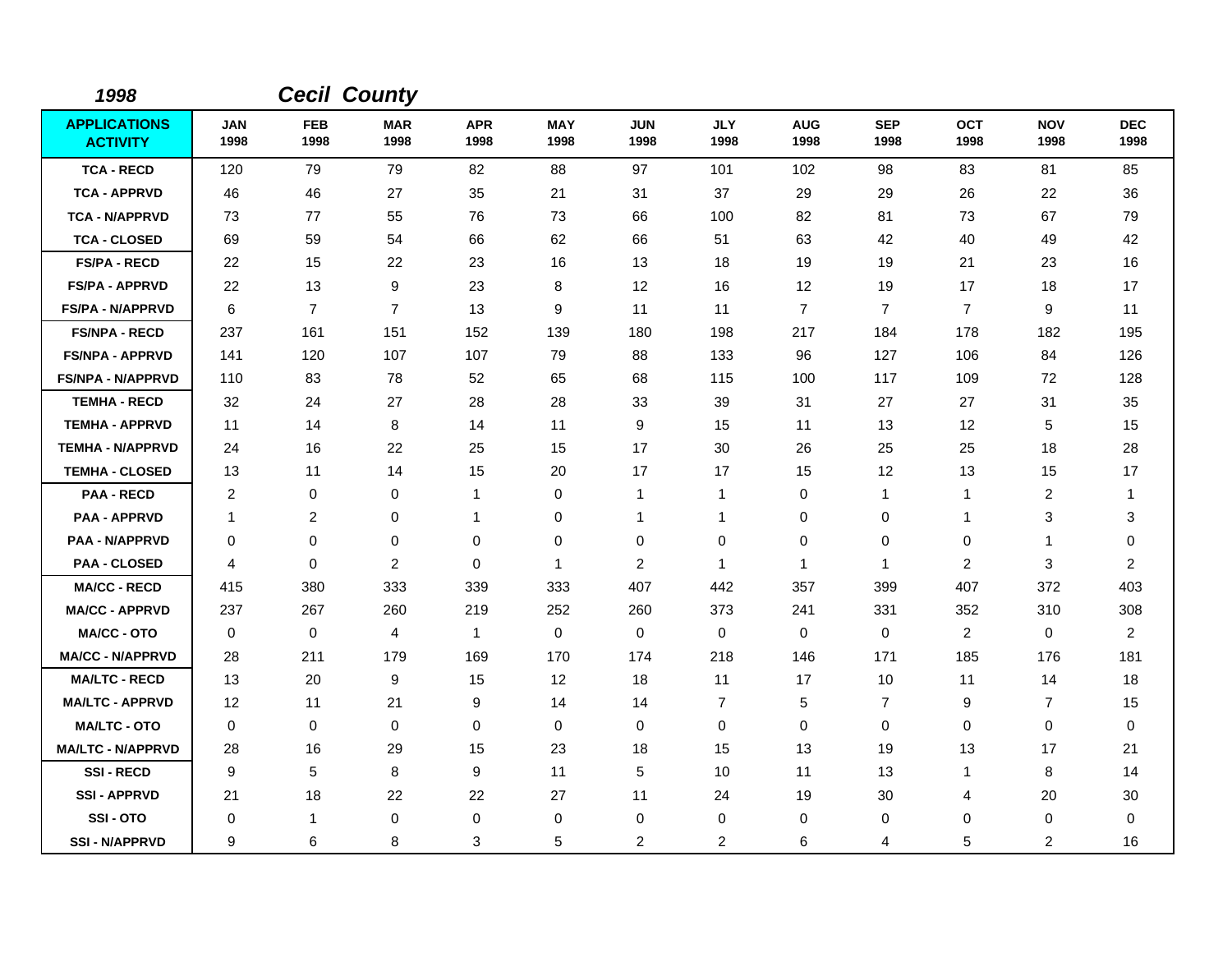**1998** ***Cecil County***

| APPLICATIONS ACTIVITY | JAN 1998 | FEB 1998 | MAR 1998 | APR 1998 | MAY 1998 | JUN 1998 | JLY 1998 | AUG 1998 | SEP 1998 | OCT 1998 | NOV 1998 | DEC 1998 |
|---|---|---|---|---|---|---|---|---|---|---|---|---|
| TCA - RECD | 120 | 79 | 79 | 82 | 88 | 97 | 101 | 102 | 98 | 83 | 81 | 85 |
| TCA - APPRVD | 46 | 46 | 27 | 35 | 21 | 31 | 37 | 29 | 29 | 26 | 22 | 36 |
| TCA - N/APPRVD | 73 | 77 | 55 | 76 | 73 | 66 | 100 | 82 | 81 | 73 | 67 | 79 |
| TCA - CLOSED | 69 | 59 | 54 | 66 | 62 | 66 | 51 | 63 | 42 | 40 | 49 | 42 |
| FS/PA - RECD | 22 | 15 | 22 | 23 | 16 | 13 | 18 | 19 | 19 | 21 | 23 | 16 |
| FS/PA - APPRVD | 22 | 13 | 9 | 23 | 8 | 12 | 16 | 12 | 19 | 17 | 18 | 17 |
| FS/PA - N/APPRVD | 6 | 7 | 7 | 13 | 9 | 11 | 11 | 7 | 7 | 7 | 9 | 11 |
| FS/NPA - RECD | 237 | 161 | 151 | 152 | 139 | 180 | 198 | 217 | 184 | 178 | 182 | 195 |
| FS/NPA - APPRVD | 141 | 120 | 107 | 107 | 79 | 88 | 133 | 96 | 127 | 106 | 84 | 126 |
| FS/NPA - N/APPRVD | 110 | 83 | 78 | 52 | 65 | 68 | 115 | 100 | 117 | 109 | 72 | 128 |
| TEMHA - RECD | 32 | 24 | 27 | 28 | 28 | 33 | 39 | 31 | 27 | 27 | 31 | 35 |
| TEMHA - APPRVD | 11 | 14 | 8 | 14 | 11 | 9 | 15 | 11 | 13 | 12 | 5 | 15 |
| TEMHA - N/APPRVD | 24 | 16 | 22 | 25 | 15 | 17 | 30 | 26 | 25 | 25 | 18 | 28 |
| TEMHA - CLOSED | 13 | 11 | 14 | 15 | 20 | 17 | 17 | 15 | 12 | 13 | 15 | 17 |
| PAA - RECD | 2 | 0 | 0 | 1 | 0 | 1 | 1 | 0 | 1 | 1 | 2 | 1 |
| PAA - APPRVD | 1 | 2 | 0 | 1 | 0 | 1 | 1 | 0 | 0 | 1 | 3 | 3 |
| PAA - N/APPRVD | 0 | 0 | 0 | 0 | 0 | 0 | 0 | 0 | 0 | 0 | 1 | 0 |
| PAA - CLOSED | 4 | 0 | 2 | 0 | 1 | 2 | 1 | 1 | 1 | 2 | 3 | 2 |
| MA/CC - RECD | 415 | 380 | 333 | 339 | 333 | 407 | 442 | 357 | 399 | 407 | 372 | 403 |
| MA/CC - APPRVD | 237 | 267 | 260 | 219 | 252 | 260 | 373 | 241 | 331 | 352 | 310 | 308 |
| MA/CC - OTO | 0 | 0 | 4 | 1 | 0 | 0 | 0 | 0 | 0 | 2 | 0 | 2 |
| MA/CC - N/APPRVD | 28 | 211 | 179 | 169 | 170 | 174 | 218 | 146 | 171 | 185 | 176 | 181 |
| MA/LTC - RECD | 13 | 20 | 9 | 15 | 12 | 18 | 11 | 17 | 10 | 11 | 14 | 18 |
| MA/LTC - APPRVD | 12 | 11 | 21 | 9 | 14 | 14 | 7 | 5 | 7 | 9 | 7 | 15 |
| MA/LTC - OTO | 0 | 0 | 0 | 0 | 0 | 0 | 0 | 0 | 0 | 0 | 0 | 0 |
| MA/LTC - N/APPRVD | 28 | 16 | 29 | 15 | 23 | 18 | 15 | 13 | 19 | 13 | 17 | 21 |
| SSI - RECD | 9 | 5 | 8 | 9 | 11 | 5 | 10 | 11 | 13 | 1 | 8 | 14 |
| SSI - APPRVD | 21 | 18 | 22 | 22 | 27 | 11 | 24 | 19 | 30 | 4 | 20 | 30 |
| SSI - OTO | 0 | 1 | 0 | 0 | 0 | 0 | 0 | 0 | 0 | 0 | 0 | 0 |
| SSI - N/APPRVD | 9 | 6 | 8 | 3 | 5 | 2 | 2 | 6 | 4 | 5 | 2 | 16 |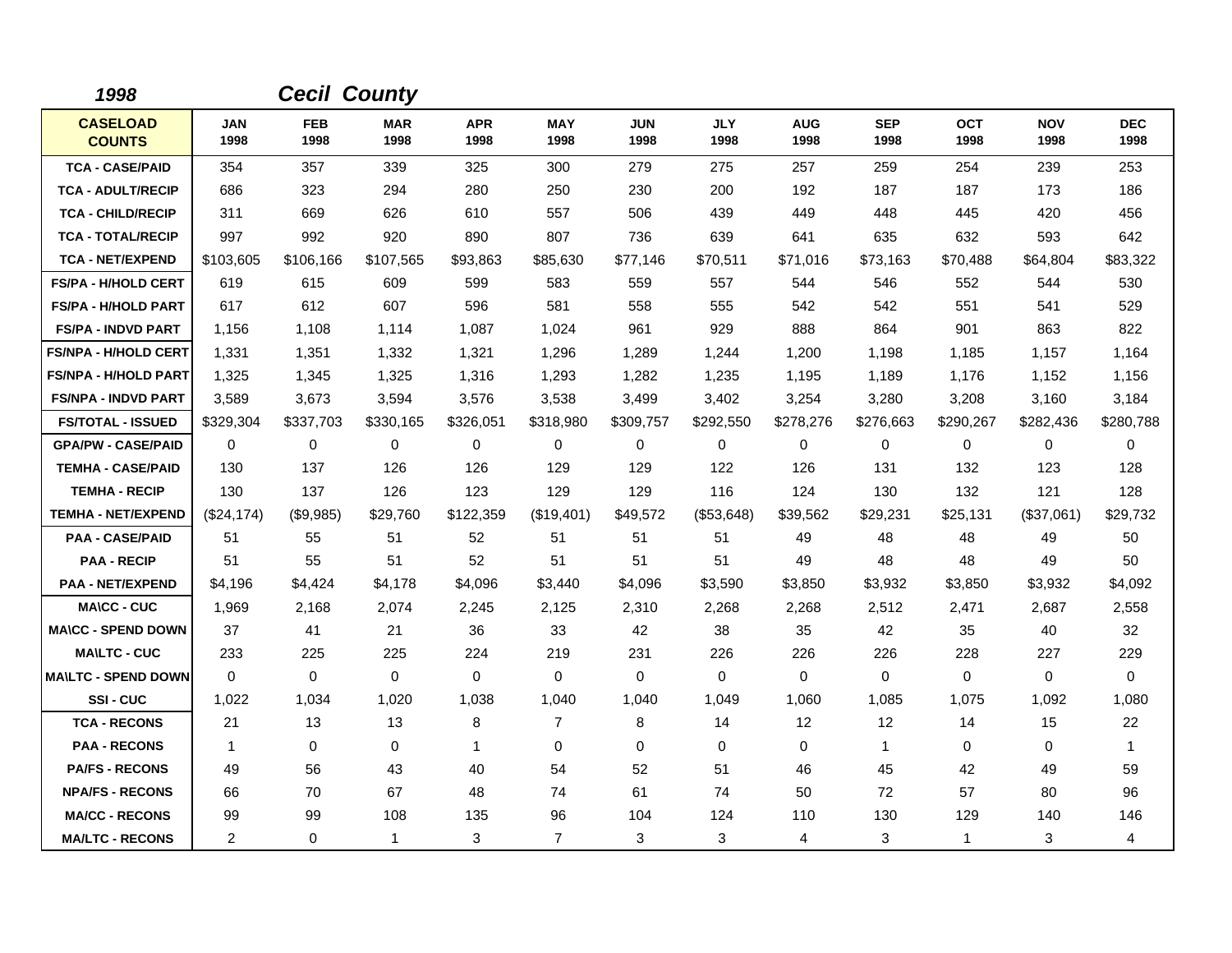*1998* ***Cecil County***

| CASELOAD COUNTS | JAN 1998 | FEB 1998 | MAR 1998 | APR 1998 | MAY 1998 | JUN 1998 | JLY 1998 | AUG 1998 | SEP 1998 | OCT 1998 | NOV 1998 | DEC 1998 |
|---|---|---|---|---|---|---|---|---|---|---|---|---|
| TCA - CASE/PAID | 354 | 357 | 339 | 325 | 300 | 279 | 275 | 257 | 259 | 254 | 239 | 253 |
| TCA - ADULT/RECIP | 686 | 323 | 294 | 280 | 250 | 230 | 200 | 192 | 187 | 187 | 173 | 186 |
| TCA - CHILD/RECIP | 311 | 669 | 626 | 610 | 557 | 506 | 439 | 449 | 448 | 445 | 420 | 456 |
| TCA - TOTAL/RECIP | 997 | 992 | 920 | 890 | 807 | 736 | 639 | 641 | 635 | 632 | 593 | 642 |
| TCA - NET/EXPEND | $103,605 | $106,166 | $107,565 | $93,863 | $85,630 | $77,146 | $70,511 | $71,016 | $73,163 | $70,488 | $64,804 | $83,322 |
| FS/PA - H/HOLD CERT | 619 | 615 | 609 | 599 | 583 | 559 | 557 | 544 | 546 | 552 | 544 | 530 |
| FS/PA - H/HOLD PART | 617 | 612 | 607 | 596 | 581 | 558 | 555 | 542 | 542 | 551 | 541 | 529 |
| FS/PA - INDVD PART | 1,156 | 1,108 | 1,114 | 1,087 | 1,024 | 961 | 929 | 888 | 864 | 901 | 863 | 822 |
| FS/NPA - H/HOLD CERT | 1,331 | 1,351 | 1,332 | 1,321 | 1,296 | 1,289 | 1,244 | 1,200 | 1,198 | 1,185 | 1,157 | 1,164 |
| FS/NPA - H/HOLD PART | 1,325 | 1,345 | 1,325 | 1,316 | 1,293 | 1,282 | 1,235 | 1,195 | 1,189 | 1,176 | 1,152 | 1,156 |
| FS/NPA - INDVD PART | 3,589 | 3,673 | 3,594 | 3,576 | 3,538 | 3,499 | 3,402 | 3,254 | 3,280 | 3,208 | 3,160 | 3,184 |
| FS/TOTAL - ISSUED | $329,304 | $337,703 | $330,165 | $326,051 | $318,980 | $309,757 | $292,550 | $278,276 | $276,663 | $290,267 | $282,436 | $280,788 |
| GPA/PW - CASE/PAID | 0 | 0 | 0 | 0 | 0 | 0 | 0 | 0 | 0 | 0 | 0 | 0 |
| TEMHA - CASE/PAID | 130 | 137 | 126 | 126 | 129 | 129 | 122 | 126 | 131 | 132 | 123 | 128 |
| TEMHA - RECIP | 130 | 137 | 126 | 123 | 129 | 129 | 116 | 124 | 130 | 132 | 121 | 128 |
| TEMHA - NET/EXPEND | ($24,174) | ($9,985) | $29,760 | $122,359 | ($19,401) | $49,572 | ($53,648) | $39,562 | $29,231 | $25,131 | ($37,061) | $29,732 |
| PAA - CASE/PAID | 51 | 55 | 51 | 52 | 51 | 51 | 51 | 49 | 48 | 48 | 49 | 50 |
| PAA - RECIP | 51 | 55 | 51 | 52 | 51 | 51 | 51 | 49 | 48 | 48 | 49 | 50 |
| PAA - NET/EXPEND | $4,196 | $4,424 | $4,178 | $4,096 | $3,440 | $4,096 | $3,590 | $3,850 | $3,932 | $3,850 | $3,932 | $4,092 |
| MA\CC - CUC | 1,969 | 2,168 | 2,074 | 2,245 | 2,125 | 2,310 | 2,268 | 2,268 | 2,512 | 2,471 | 2,687 | 2,558 |
| MA\CC - SPEND DOWN | 37 | 41 | 21 | 36 | 33 | 42 | 38 | 35 | 42 | 35 | 40 | 32 |
| MA\LTC - CUC | 233 | 225 | 225 | 224 | 219 | 231 | 226 | 226 | 226 | 228 | 227 | 229 |
| MA\LTC - SPEND DOWN | 0 | 0 | 0 | 0 | 0 | 0 | 0 | 0 | 0 | 0 | 0 | 0 |
| SSI - CUC | 1,022 | 1,034 | 1,020 | 1,038 | 1,040 | 1,040 | 1,049 | 1,060 | 1,085 | 1,075 | 1,092 | 1,080 |
| TCA - RECONS | 21 | 13 | 13 | 8 | 7 | 8 | 14 | 12 | 12 | 14 | 15 | 22 |
| PAA - RECONS | 1 | 0 | 0 | 1 | 0 | 0 | 0 | 0 | 1 | 0 | 0 | 1 |
| PA/FS - RECONS | 49 | 56 | 43 | 40 | 54 | 52 | 51 | 46 | 45 | 42 | 49 | 59 |
| NPA/FS - RECONS | 66 | 70 | 67 | 48 | 74 | 61 | 74 | 50 | 72 | 57 | 80 | 96 |
| MA/CC - RECONS | 99 | 99 | 108 | 135 | 96 | 104 | 124 | 110 | 130 | 129 | 140 | 146 |
| MA/LTC - RECONS | 2 | 0 | 1 | 3 | 7 | 3 | 3 | 4 | 3 | 1 | 3 | 4 |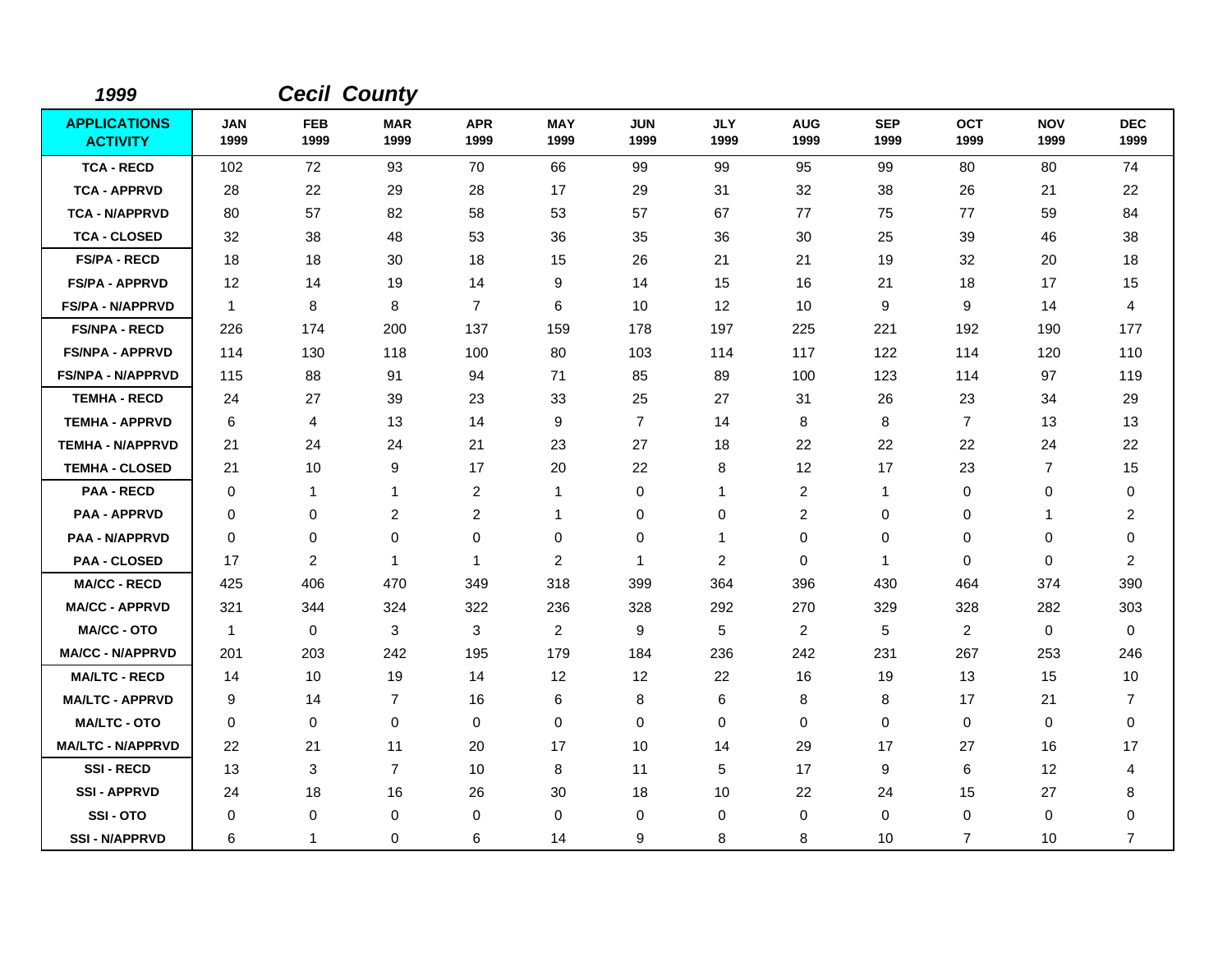*1999* ***Cecil County***

| APPLICATIONS ACTIVITY | JAN 1999 | FEB 1999 | MAR 1999 | APR 1999 | MAY 1999 | JUN 1999 | JLY 1999 | AUG 1999 | SEP 1999 | OCT 1999 | NOV 1999 | DEC 1999 |
|---|---|---|---|---|---|---|---|---|---|---|---|---|
| TCA - RECD | 102 | 72 | 93 | 70 | 66 | 99 | 99 | 95 | 99 | 80 | 80 | 74 |
| TCA - APPRVD | 28 | 22 | 29 | 28 | 17 | 29 | 31 | 32 | 38 | 26 | 21 | 22 |
| TCA - N/APPRVD | 80 | 57 | 82 | 58 | 53 | 57 | 67 | 77 | 75 | 77 | 59 | 84 |
| TCA - CLOSED | 32 | 38 | 48 | 53 | 36 | 35 | 36 | 30 | 25 | 39 | 46 | 38 |
| FS/PA - RECD | 18 | 18 | 30 | 18 | 15 | 26 | 21 | 21 | 19 | 32 | 20 | 18 |
| FS/PA - APPRVD | 12 | 14 | 19 | 14 | 9 | 14 | 15 | 16 | 21 | 18 | 17 | 15 |
| FS/PA - N/APPRVD | 1 | 8 | 8 | 7 | 6 | 10 | 12 | 10 | 9 | 9 | 14 | 4 |
| FS/NPA - RECD | 226 | 174 | 200 | 137 | 159 | 178 | 197 | 225 | 221 | 192 | 190 | 177 |
| FS/NPA - APPRVD | 114 | 130 | 118 | 100 | 80 | 103 | 114 | 117 | 122 | 114 | 120 | 110 |
| FS/NPA - N/APPRVD | 115 | 88 | 91 | 94 | 71 | 85 | 89 | 100 | 123 | 114 | 97 | 119 |
| TEMHA - RECD | 24 | 27 | 39 | 23 | 33 | 25 | 27 | 31 | 26 | 23 | 34 | 29 |
| TEMHA - APPRVD | 6 | 4 | 13 | 14 | 9 | 7 | 14 | 8 | 8 | 7 | 13 | 13 |
| TEMHA - N/APPRVD | 21 | 24 | 24 | 21 | 23 | 27 | 18 | 22 | 22 | 22 | 24 | 22 |
| TEMHA - CLOSED | 21 | 10 | 9 | 17 | 20 | 22 | 8 | 12 | 17 | 23 | 7 | 15 |
| PAA - RECD | 0 | 1 | 1 | 2 | 1 | 0 | 1 | 2 | 1 | 0 | 0 | 0 |
| PAA - APPRVD | 0 | 0 | 2 | 2 | 1 | 0 | 0 | 2 | 0 | 0 | 1 | 2 |
| PAA - N/APPRVD | 0 | 0 | 0 | 0 | 0 | 0 | 1 | 0 | 0 | 0 | 0 | 0 |
| PAA - CLOSED | 17 | 2 | 1 | 1 | 2 | 1 | 2 | 0 | 1 | 0 | 0 | 2 |
| MA/CC - RECD | 425 | 406 | 470 | 349 | 318 | 399 | 364 | 396 | 430 | 464 | 374 | 390 |
| MA/CC - APPRVD | 321 | 344 | 324 | 322 | 236 | 328 | 292 | 270 | 329 | 328 | 282 | 303 |
| MA/CC - OTO | 1 | 0 | 3 | 3 | 2 | 9 | 5 | 2 | 5 | 2 | 0 | 0 |
| MA/CC - N/APPRVD | 201 | 203 | 242 | 195 | 179 | 184 | 236 | 242 | 231 | 267 | 253 | 246 |
| MA/LTC - RECD | 14 | 10 | 19 | 14 | 12 | 12 | 22 | 16 | 19 | 13 | 15 | 10 |
| MA/LTC - APPRVD | 9 | 14 | 7 | 16 | 6 | 8 | 6 | 8 | 8 | 17 | 21 | 7 |
| MA/LTC - OTO | 0 | 0 | 0 | 0 | 0 | 0 | 0 | 0 | 0 | 0 | 0 | 0 |
| MA/LTC - N/APPRVD | 22 | 21 | 11 | 20 | 17 | 10 | 14 | 29 | 17 | 27 | 16 | 17 |
| SSI - RECD | 13 | 3 | 7 | 10 | 8 | 11 | 5 | 17 | 9 | 6 | 12 | 4 |
| SSI - APPRVD | 24 | 18 | 16 | 26 | 30 | 18 | 10 | 22 | 24 | 15 | 27 | 8 |
| SSI - OTO | 0 | 0 | 0 | 0 | 0 | 0 | 0 | 0 | 0 | 0 | 0 | 0 |
| SSI - N/APPRVD | 6 | 1 | 0 | 6 | 14 | 9 | 8 | 8 | 10 | 7 | 10 | 7 |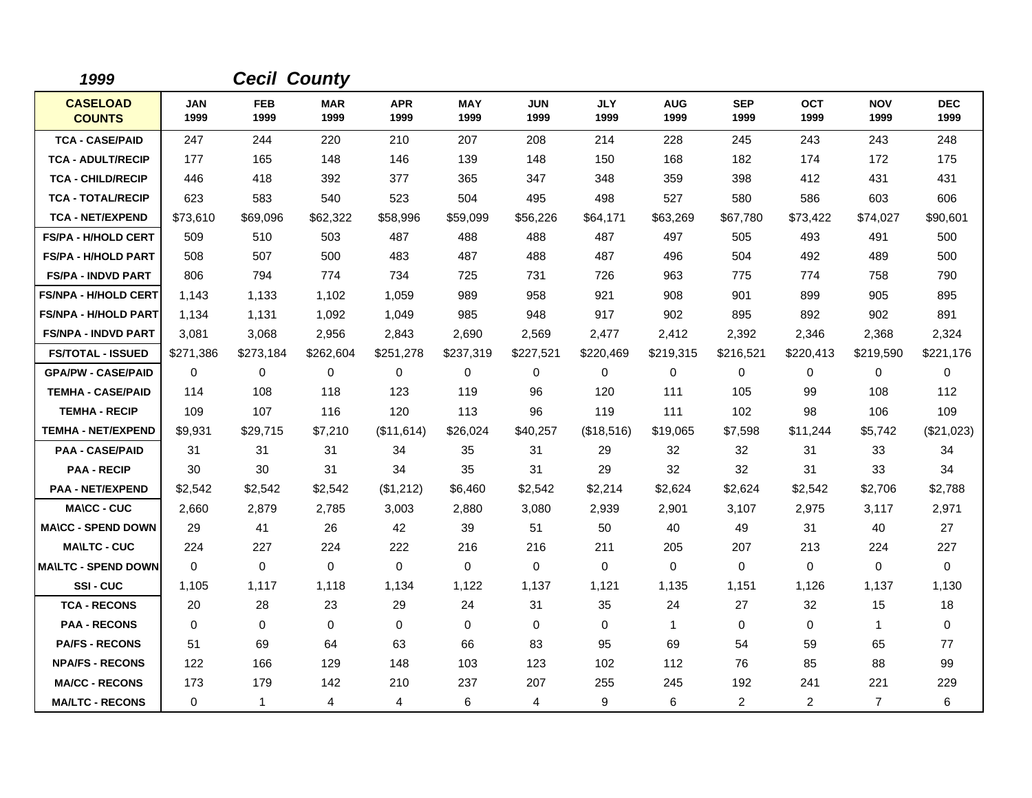## *1999* *Cecil County*

| CASELOAD COUNTS | JAN 1999 | FEB 1999 | MAR 1999 | APR 1999 | MAY 1999 | JUN 1999 | JLY 1999 | AUG 1999 | SEP 1999 | OCT 1999 | NOV 1999 | DEC 1999 |
|---|---|---|---|---|---|---|---|---|---|---|---|---|
| TCA - CASE/PAID | 247 | 244 | 220 | 210 | 207 | 208 | 214 | 228 | 245 | 243 | 243 | 248 |
| TCA - ADULT/RECIP | 177 | 165 | 148 | 146 | 139 | 148 | 150 | 168 | 182 | 174 | 172 | 175 |
| TCA - CHILD/RECIP | 446 | 418 | 392 | 377 | 365 | 347 | 348 | 359 | 398 | 412 | 431 | 431 |
| TCA - TOTAL/RECIP | 623 | 583 | 540 | 523 | 504 | 495 | 498 | 527 | 580 | 586 | 603 | 606 |
| TCA - NET/EXPEND | $73,610 | $69,096 | $62,322 | $58,996 | $59,099 | $56,226 | $64,171 | $63,269 | $67,780 | $73,422 | $74,027 | $90,601 |
| FS/PA - H/HOLD CERT | 509 | 510 | 503 | 487 | 488 | 488 | 487 | 497 | 505 | 493 | 491 | 500 |
| FS/PA - H/HOLD PART | 508 | 507 | 500 | 483 | 487 | 488 | 487 | 496 | 504 | 492 | 489 | 500 |
| FS/PA - INDVD PART | 806 | 794 | 774 | 734 | 725 | 731 | 726 | 963 | 775 | 774 | 758 | 790 |
| FS/NPA - H/HOLD CERT | 1,143 | 1,133 | 1,102 | 1,059 | 989 | 958 | 921 | 908 | 901 | 899 | 905 | 895 |
| FS/NPA - H/HOLD PART | 1,134 | 1,131 | 1,092 | 1,049 | 985 | 948 | 917 | 902 | 895 | 892 | 902 | 891 |
| FS/NPA - INDVD PART | 3,081 | 3,068 | 2,956 | 2,843 | 2,690 | 2,569 | 2,477 | 2,412 | 2,392 | 2,346 | 2,368 | 2,324 |
| FS/TOTAL - ISSUED | $271,386 | $273,184 | $262,604 | $251,278 | $237,319 | $227,521 | $220,469 | $219,315 | $216,521 | $220,413 | $219,590 | $221,176 |
| GPA/PW - CASE/PAID | 0 | 0 | 0 | 0 | 0 | 0 | 0 | 0 | 0 | 0 | 0 | 0 |
| TEMHA - CASE/PAID | 114 | 108 | 118 | 123 | 119 | 96 | 120 | 111 | 105 | 99 | 108 | 112 |
| TEMHA - RECIP | 109 | 107 | 116 | 120 | 113 | 96 | 119 | 111 | 102 | 98 | 106 | 109 |
| TEMHA - NET/EXPEND | $9,931 | $29,715 | $7,210 | ($11,614) | $26,024 | $40,257 | ($18,516) | $19,065 | $7,598 | $11,244 | $5,742 | ($21,023) |
| PAA - CASE/PAID | 31 | 31 | 31 | 34 | 35 | 31 | 29 | 32 | 32 | 31 | 33 | 34 |
| PAA - RECIP | 30 | 30 | 31 | 34 | 35 | 31 | 29 | 32 | 32 | 31 | 33 | 34 |
| PAA - NET/EXPEND | $2,542 | $2,542 | $2,542 | ($1,212) | $6,460 | $2,542 | $2,214 | $2,624 | $2,624 | $2,542 | $2,706 | $2,788 |
| MA\CC - CUC | 2,660 | 2,879 | 2,785 | 3,003 | 2,880 | 3,080 | 2,939 | 2,901 | 3,107 | 2,975 | 3,117 | 2,971 |
| MA\CC - SPEND DOWN | 29 | 41 | 26 | 42 | 39 | 51 | 50 | 40 | 49 | 31 | 40 | 27 |
| MA\LTC - CUC | 224 | 227 | 224 | 222 | 216 | 216 | 211 | 205 | 207 | 213 | 224 | 227 |
| MA\LTC - SPEND DOWN | 0 | 0 | 0 | 0 | 0 | 0 | 0 | 0 | 0 | 0 | 0 | 0 |
| SSI - CUC | 1,105 | 1,117 | 1,118 | 1,134 | 1,122 | 1,137 | 1,121 | 1,135 | 1,151 | 1,126 | 1,137 | 1,130 |
| TCA - RECONS | 20 | 28 | 23 | 29 | 24 | 31 | 35 | 24 | 27 | 32 | 15 | 18 |
| PAA - RECONS | 0 | 0 | 0 | 0 | 0 | 0 | 0 | 1 | 0 | 0 | 1 | 0 |
| PA/FS - RECONS | 51 | 69 | 64 | 63 | 66 | 83 | 95 | 69 | 54 | 59 | 65 | 77 |
| NPA/FS - RECONS | 122 | 166 | 129 | 148 | 103 | 123 | 102 | 112 | 76 | 85 | 88 | 99 |
| MA/CC - RECONS | 173 | 179 | 142 | 210 | 237 | 207 | 255 | 245 | 192 | 241 | 221 | 229 |
| MA/LTC - RECONS | 0 | 1 | 4 | 4 | 6 | 4 | 9 | 6 | 2 | 2 | 7 | 6 |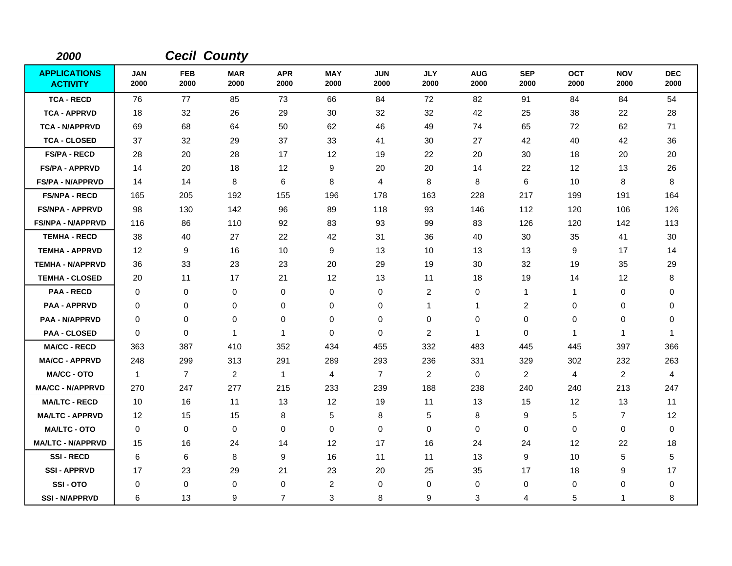*2000* *Cecil County*

| APPLICATIONS ACTIVITY | JAN 2000 | FEB 2000 | MAR 2000 | APR 2000 | MAY 2000 | JUN 2000 | JLY 2000 | AUG 2000 | SEP 2000 | OCT 2000 | NOV 2000 | DEC 2000 |
|---|---|---|---|---|---|---|---|---|---|---|---|---|
| TCA - RECD | 76 | 77 | 85 | 73 | 66 | 84 | 72 | 82 | 91 | 84 | 84 | 54 |
| TCA - APPRVD | 18 | 32 | 26 | 29 | 30 | 32 | 32 | 42 | 25 | 38 | 22 | 28 |
| TCA - N/APPRVD | 69 | 68 | 64 | 50 | 62 | 46 | 49 | 74 | 65 | 72 | 62 | 71 |
| TCA - CLOSED | 37 | 32 | 29 | 37 | 33 | 41 | 30 | 27 | 42 | 40 | 42 | 36 |
| FS/PA - RECD | 28 | 20 | 28 | 17 | 12 | 19 | 22 | 20 | 30 | 18 | 20 | 20 |
| FS/PA - APPRVD | 14 | 20 | 18 | 12 | 9 | 20 | 20 | 14 | 22 | 12 | 13 | 26 |
| FS/PA - N/APPRVD | 14 | 14 | 8 | 6 | 8 | 4 | 8 | 8 | 6 | 10 | 8 | 8 |
| FS/NPA - RECD | 165 | 205 | 192 | 155 | 196 | 178 | 163 | 228 | 217 | 199 | 191 | 164 |
| FS/NPA - APPRVD | 98 | 130 | 142 | 96 | 89 | 118 | 93 | 146 | 112 | 120 | 106 | 126 |
| FS/NPA - N/APPRVD | 116 | 86 | 110 | 92 | 83 | 93 | 99 | 83 | 126 | 120 | 142 | 113 |
| TEMHA - RECD | 38 | 40 | 27 | 22 | 42 | 31 | 36 | 40 | 30 | 35 | 41 | 30 |
| TEMHA - APPRVD | 12 | 9 | 16 | 10 | 9 | 13 | 10 | 13 | 13 | 9 | 17 | 14 |
| TEMHA - N/APPRVD | 36 | 33 | 23 | 23 | 20 | 29 | 19 | 30 | 32 | 19 | 35 | 29 |
| TEMHA - CLOSED | 20 | 11 | 17 | 21 | 12 | 13 | 11 | 18 | 19 | 14 | 12 | 8 |
| PAA - RECD | 0 | 0 | 0 | 0 | 0 | 0 | 2 | 0 | 1 | 1 | 0 | 0 |
| PAA - APPRVD | 0 | 0 | 0 | 0 | 0 | 0 | 1 | 1 | 2 | 0 | 0 | 0 |
| PAA - N/APPRVD | 0 | 0 | 0 | 0 | 0 | 0 | 0 | 0 | 0 | 0 | 0 | 0 |
| PAA - CLOSED | 0 | 0 | 1 | 1 | 0 | 0 | 2 | 1 | 0 | 1 | 1 | 1 |
| MA/CC - RECD | 363 | 387 | 410 | 352 | 434 | 455 | 332 | 483 | 445 | 445 | 397 | 366 |
| MA/CC - APPRVD | 248 | 299 | 313 | 291 | 289 | 293 | 236 | 331 | 329 | 302 | 232 | 263 |
| MA/CC - OTO | 1 | 7 | 2 | 1 | 4 | 7 | 2 | 0 | 2 | 4 | 2 | 4 |
| MA/CC - N/APPRVD | 270 | 247 | 277 | 215 | 233 | 239 | 188 | 238 | 240 | 240 | 213 | 247 |
| MA/LTC - RECD | 10 | 16 | 11 | 13 | 12 | 19 | 11 | 13 | 15 | 12 | 13 | 11 |
| MA/LTC - APPRVD | 12 | 15 | 15 | 8 | 5 | 8 | 5 | 8 | 9 | 5 | 7 | 12 |
| MA/LTC - OTO | 0 | 0 | 0 | 0 | 0 | 0 | 0 | 0 | 0 | 0 | 0 | 0 |
| MA/LTC - N/APPRVD | 15 | 16 | 24 | 14 | 12 | 17 | 16 | 24 | 24 | 12 | 22 | 18 |
| SSI - RECD | 6 | 6 | 8 | 9 | 16 | 11 | 11 | 13 | 9 | 10 | 5 | 5 |
| SSI - APPRVD | 17 | 23 | 29 | 21 | 23 | 20 | 25 | 35 | 17 | 18 | 9 | 17 |
| SSI - OTO | 0 | 0 | 0 | 0 | 2 | 0 | 0 | 0 | 0 | 0 | 0 | 0 |
| SSI - N/APPRVD | 6 | 13 | 9 | 7 | 3 | 8 | 9 | 3 | 4 | 5 | 1 | 8 |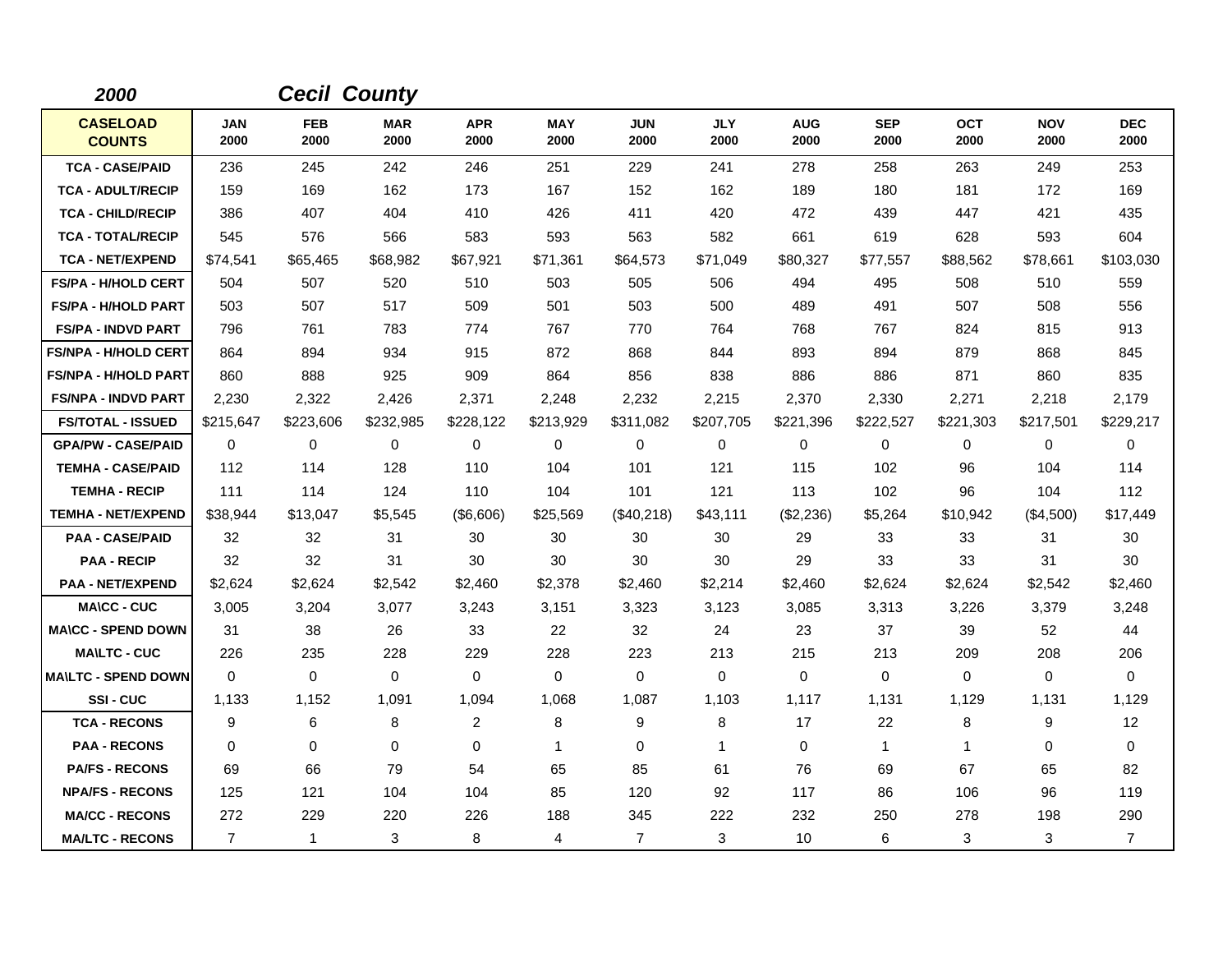## *2000* *Cecil County*

| CASELOAD COUNTS | JAN 2000 | FEB 2000 | MAR 2000 | APR 2000 | MAY 2000 | JUN 2000 | JLY 2000 | AUG 2000 | SEP 2000 | OCT 2000 | NOV 2000 | DEC 2000 |
|---|---|---|---|---|---|---|---|---|---|---|---|---|
| TCA - CASE/PAID | 236 | 245 | 242 | 246 | 251 | 229 | 241 | 278 | 258 | 263 | 249 | 253 |
| TCA - ADULT/RECIP | 159 | 169 | 162 | 173 | 167 | 152 | 162 | 189 | 180 | 181 | 172 | 169 |
| TCA - CHILD/RECIP | 386 | 407 | 404 | 410 | 426 | 411 | 420 | 472 | 439 | 447 | 421 | 435 |
| TCA - TOTAL/RECIP | 545 | 576 | 566 | 583 | 593 | 563 | 582 | 661 | 619 | 628 | 593 | 604 |
| TCA - NET/EXPEND | $74,541 | $65,465 | $68,982 | $67,921 | $71,361 | $64,573 | $71,049 | $80,327 | $77,557 | $88,562 | $78,661 | $103,030 |
| FS/PA - H/HOLD CERT | 504 | 507 | 520 | 510 | 503 | 505 | 506 | 494 | 495 | 508 | 510 | 559 |
| FS/PA - H/HOLD PART | 503 | 507 | 517 | 509 | 501 | 503 | 500 | 489 | 491 | 507 | 508 | 556 |
| FS/PA - INDVD PART | 796 | 761 | 783 | 774 | 767 | 770 | 764 | 768 | 767 | 824 | 815 | 913 |
| FS/NPA - H/HOLD CERT | 864 | 894 | 934 | 915 | 872 | 868 | 844 | 893 | 894 | 879 | 868 | 845 |
| FS/NPA - H/HOLD PART | 860 | 888 | 925 | 909 | 864 | 856 | 838 | 886 | 886 | 871 | 860 | 835 |
| FS/NPA - INDVD PART | 2,230 | 2,322 | 2,426 | 2,371 | 2,248 | 2,232 | 2,215 | 2,370 | 2,330 | 2,271 | 2,218 | 2,179 |
| FS/TOTAL - ISSUED | $215,647 | $223,606 | $232,985 | $228,122 | $213,929 | $311,082 | $207,705 | $221,396 | $222,527 | $221,303 | $217,501 | $229,217 |
| GPA/PW - CASE/PAID | 0 | 0 | 0 | 0 | 0 | 0 | 0 | 0 | 0 | 0 | 0 | 0 |
| TEMHA - CASE/PAID | 112 | 114 | 128 | 110 | 104 | 101 | 121 | 115 | 102 | 96 | 104 | 114 |
| TEMHA - RECIP | 111 | 114 | 124 | 110 | 104 | 101 | 121 | 113 | 102 | 96 | 104 | 112 |
| TEMHA - NET/EXPEND | $38,944 | $13,047 | $5,545 | ($6,606) | $25,569 | ($40,218) | $43,111 | ($2,236) | $5,264 | $10,942 | ($4,500) | $17,449 |
| PAA - CASE/PAID | 32 | 32 | 31 | 30 | 30 | 30 | 30 | 29 | 33 | 33 | 31 | 30 |
| PAA - RECIP | 32 | 32 | 31 | 30 | 30 | 30 | 30 | 29 | 33 | 33 | 31 | 30 |
| PAA - NET/EXPEND | $2,624 | $2,624 | $2,542 | $2,460 | $2,378 | $2,460 | $2,214 | $2,460 | $2,624 | $2,624 | $2,542 | $2,460 |
| MA\CC - CUC | 3,005 | 3,204 | 3,077 | 3,243 | 3,151 | 3,323 | 3,123 | 3,085 | 3,313 | 3,226 | 3,379 | 3,248 |
| MA\CC - SPEND DOWN | 31 | 38 | 26 | 33 | 22 | 32 | 24 | 23 | 37 | 39 | 52 | 44 |
| MA\LTC - CUC | 226 | 235 | 228 | 229 | 228 | 223 | 213 | 215 | 213 | 209 | 208 | 206 |
| MA\LTC - SPEND DOWN | 0 | 0 | 0 | 0 | 0 | 0 | 0 | 0 | 0 | 0 | 0 | 0 |
| SSI - CUC | 1,133 | 1,152 | 1,091 | 1,094 | 1,068 | 1,087 | 1,103 | 1,117 | 1,131 | 1,129 | 1,131 | 1,129 |
| TCA - RECONS | 9 | 6 | 8 | 2 | 8 | 9 | 8 | 17 | 22 | 8 | 9 | 12 |
| PAA - RECONS | 0 | 0 | 0 | 0 | 1 | 0 | 1 | 0 | 1 | 1 | 0 | 0 |
| PA/FS - RECONS | 69 | 66 | 79 | 54 | 65 | 85 | 61 | 76 | 69 | 67 | 65 | 82 |
| NPA/FS - RECONS | 125 | 121 | 104 | 104 | 85 | 120 | 92 | 117 | 86 | 106 | 96 | 119 |
| MA/CC - RECONS | 272 | 229 | 220 | 226 | 188 | 345 | 222 | 232 | 250 | 278 | 198 | 290 |
| MA/LTC - RECONS | 7 | 1 | 3 | 8 | 4 | 7 | 3 | 10 | 6 | 3 | 3 | 7 |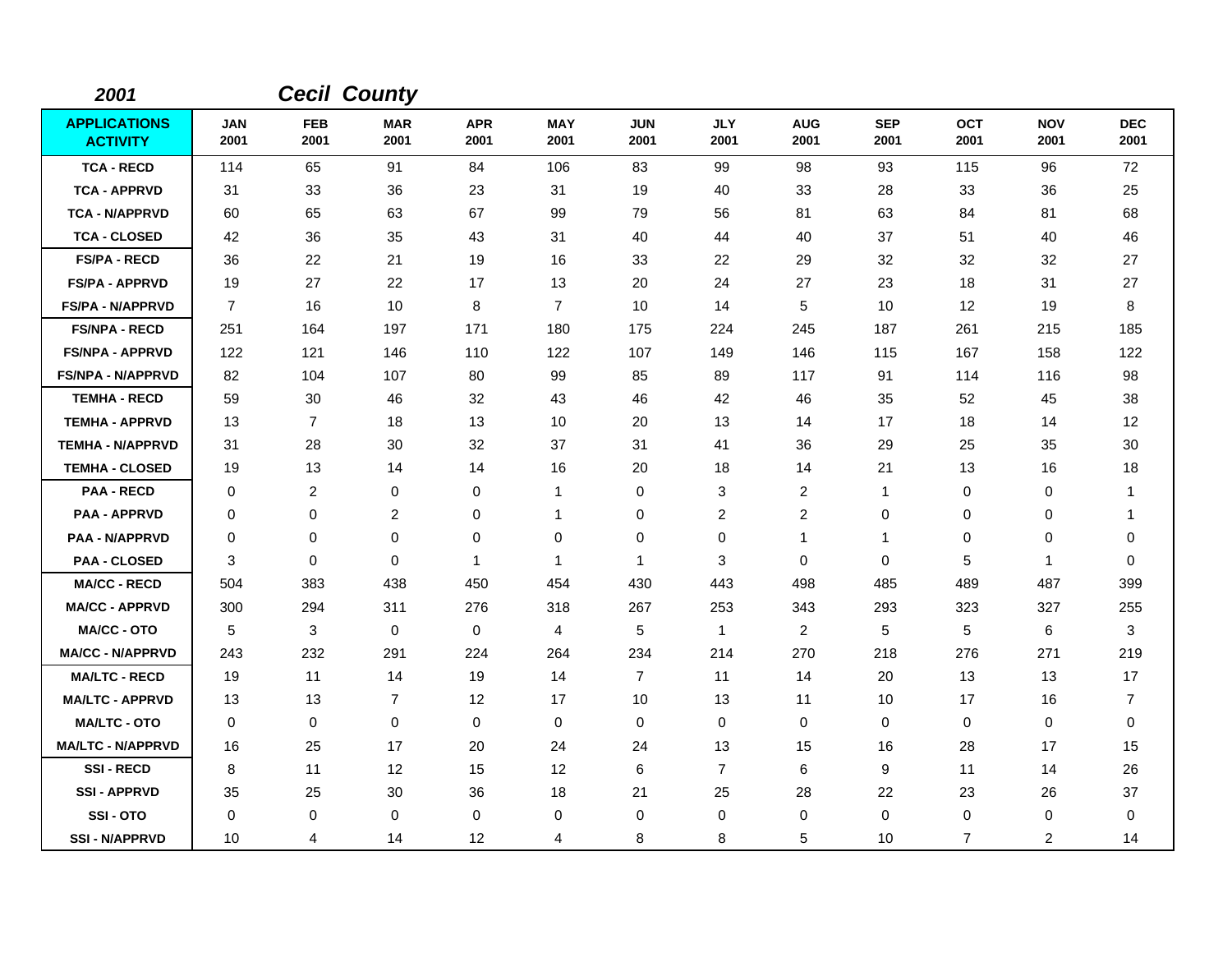**2001** **Cecil County**

| APPLICATIONS ACTIVITY | JAN 2001 | FEB 2001 | MAR 2001 | APR 2001 | MAY 2001 | JUN 2001 | JLY 2001 | AUG 2001 | SEP 2001 | OCT 2001 | NOV 2001 | DEC 2001 |
|---|---|---|---|---|---|---|---|---|---|---|---|---|
| TCA - RECD | 114 | 65 | 91 | 84 | 106 | 83 | 99 | 98 | 93 | 115 | 96 | 72 |
| TCA - APPRVD | 31 | 33 | 36 | 23 | 31 | 19 | 40 | 33 | 28 | 33 | 36 | 25 |
| TCA - N/APPRVD | 60 | 65 | 63 | 67 | 99 | 79 | 56 | 81 | 63 | 84 | 81 | 68 |
| TCA - CLOSED | 42 | 36 | 35 | 43 | 31 | 40 | 44 | 40 | 37 | 51 | 40 | 46 |
| FS/PA - RECD | 36 | 22 | 21 | 19 | 16 | 33 | 22 | 29 | 32 | 32 | 32 | 27 |
| FS/PA - APPRVD | 19 | 27 | 22 | 17 | 13 | 20 | 24 | 27 | 23 | 18 | 31 | 27 |
| FS/PA - N/APPRVD | 7 | 16 | 10 | 8 | 7 | 10 | 14 | 5 | 10 | 12 | 19 | 8 |
| FS/NPA - RECD | 251 | 164 | 197 | 171 | 180 | 175 | 224 | 245 | 187 | 261 | 215 | 185 |
| FS/NPA - APPRVD | 122 | 121 | 146 | 110 | 122 | 107 | 149 | 146 | 115 | 167 | 158 | 122 |
| FS/NPA - N/APPRVD | 82 | 104 | 107 | 80 | 99 | 85 | 89 | 117 | 91 | 114 | 116 | 98 |
| TEMHA - RECD | 59 | 30 | 46 | 32 | 43 | 46 | 42 | 46 | 35 | 52 | 45 | 38 |
| TEMHA - APPRVD | 13 | 7 | 18 | 13 | 10 | 20 | 13 | 14 | 17 | 18 | 14 | 12 |
| TEMHA - N/APPRVD | 31 | 28 | 30 | 32 | 37 | 31 | 41 | 36 | 29 | 25 | 35 | 30 |
| TEMHA - CLOSED | 19 | 13 | 14 | 14 | 16 | 20 | 18 | 14 | 21 | 13 | 16 | 18 |
| PAA - RECD | 0 | 2 | 0 | 0 | 1 | 0 | 3 | 2 | 1 | 0 | 0 | 1 |
| PAA - APPRVD | 0 | 0 | 2 | 0 | 1 | 0 | 2 | 2 | 0 | 0 | 0 | 1 |
| PAA - N/APPRVD | 0 | 0 | 0 | 0 | 0 | 0 | 0 | 1 | 1 | 0 | 0 | 0 |
| PAA - CLOSED | 3 | 0 | 0 | 1 | 1 | 1 | 3 | 0 | 0 | 5 | 1 | 0 |
| MA/CC - RECD | 504 | 383 | 438 | 450 | 454 | 430 | 443 | 498 | 485 | 489 | 487 | 399 |
| MA/CC - APPRVD | 300 | 294 | 311 | 276 | 318 | 267 | 253 | 343 | 293 | 323 | 327 | 255 |
| MA/CC - OTO | 5 | 3 | 0 | 0 | 4 | 5 | 1 | 2 | 5 | 5 | 6 | 3 |
| MA/CC - N/APPRVD | 243 | 232 | 291 | 224 | 264 | 234 | 214 | 270 | 218 | 276 | 271 | 219 |
| MA/LTC - RECD | 19 | 11 | 14 | 19 | 14 | 7 | 11 | 14 | 20 | 13 | 13 | 17 |
| MA/LTC - APPRVD | 13 | 13 | 7 | 12 | 17 | 10 | 13 | 11 | 10 | 17 | 16 | 7 |
| MA/LTC - OTO | 0 | 0 | 0 | 0 | 0 | 0 | 0 | 0 | 0 | 0 | 0 | 0 |
| MA/LTC - N/APPRVD | 16 | 25 | 17 | 20 | 24 | 24 | 13 | 15 | 16 | 28 | 17 | 15 |
| SSI - RECD | 8 | 11 | 12 | 15 | 12 | 6 | 7 | 6 | 9 | 11 | 14 | 26 |
| SSI - APPRVD | 35 | 25 | 30 | 36 | 18 | 21 | 25 | 28 | 22 | 23 | 26 | 37 |
| SSI - OTO | 0 | 0 | 0 | 0 | 0 | 0 | 0 | 0 | 0 | 0 | 0 | 0 |
| SSI - N/APPRVD | 10 | 4 | 14 | 12 | 4 | 8 | 8 | 5 | 10 | 7 | 2 | 14 |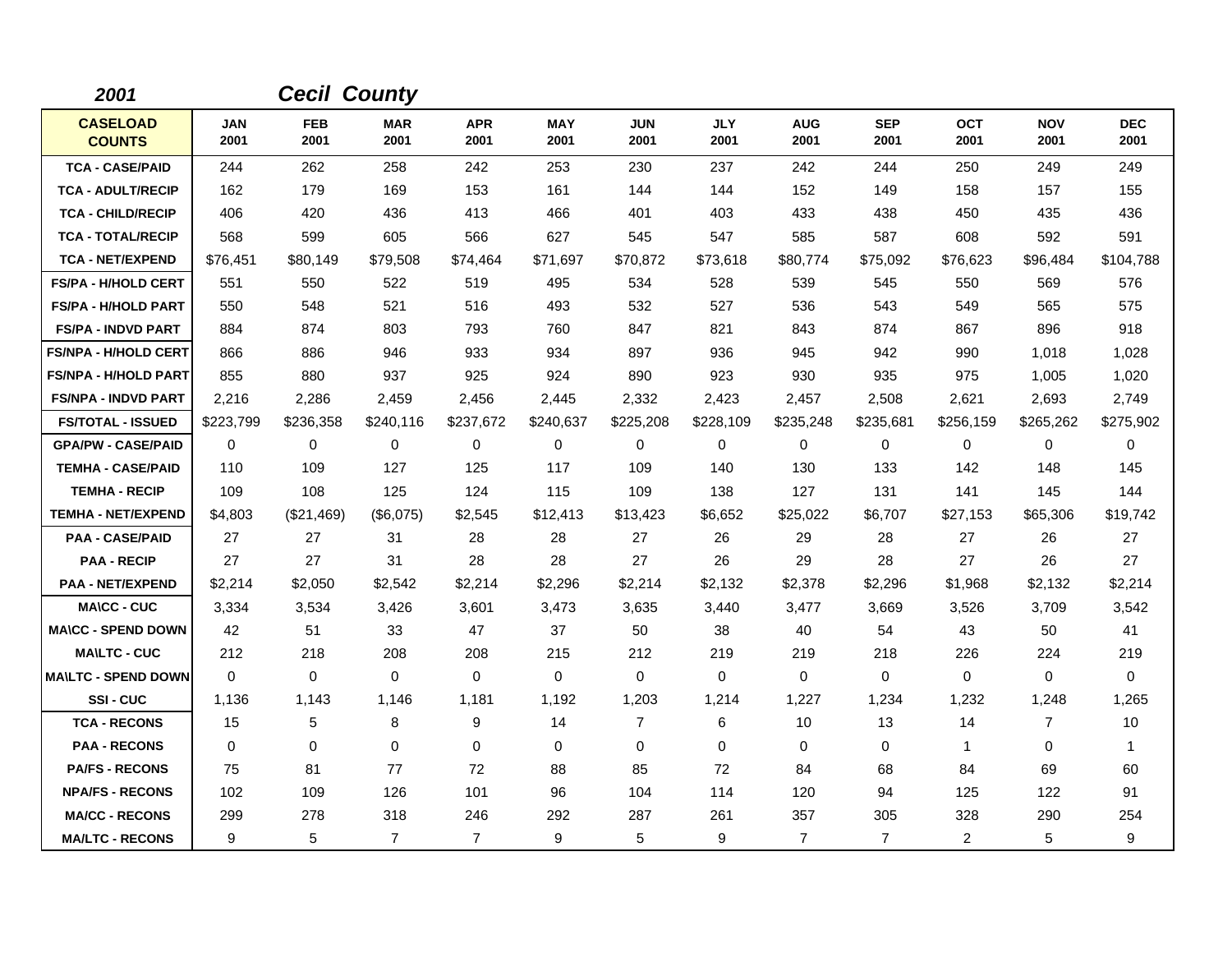**2001** ***Cecil County***

| CASELOAD COUNTS | JAN 2001 | FEB 2001 | MAR 2001 | APR 2001 | MAY 2001 | JUN 2001 | JLY 2001 | AUG 2001 | SEP 2001 | OCT 2001 | NOV 2001 | DEC 2001 |
|---|---|---|---|---|---|---|---|---|---|---|---|---|
| TCA - CASE/PAID | 244 | 262 | 258 | 242 | 253 | 230 | 237 | 242 | 244 | 250 | 249 | 249 |
| TCA - ADULT/RECIP | 162 | 179 | 169 | 153 | 161 | 144 | 144 | 152 | 149 | 158 | 157 | 155 |
| TCA - CHILD/RECIP | 406 | 420 | 436 | 413 | 466 | 401 | 403 | 433 | 438 | 450 | 435 | 436 |
| TCA - TOTAL/RECIP | 568 | 599 | 605 | 566 | 627 | 545 | 547 | 585 | 587 | 608 | 592 | 591 |
| TCA - NET/EXPEND | $76,451 | $80,149 | $79,508 | $74,464 | $71,697 | $70,872 | $73,618 | $80,774 | $75,092 | $76,623 | $96,484 | $104,788 |
| FS/PA - H/HOLD CERT | 551 | 550 | 522 | 519 | 495 | 534 | 528 | 539 | 545 | 550 | 569 | 576 |
| FS/PA - H/HOLD PART | 550 | 548 | 521 | 516 | 493 | 532 | 527 | 536 | 543 | 549 | 565 | 575 |
| FS/PA - INDVD PART | 884 | 874 | 803 | 793 | 760 | 847 | 821 | 843 | 874 | 867 | 896 | 918 |
| FS/NPA - H/HOLD CERT | 866 | 886 | 946 | 933 | 934 | 897 | 936 | 945 | 942 | 990 | 1,018 | 1,028 |
| FS/NPA - H/HOLD PART | 855 | 880 | 937 | 925 | 924 | 890 | 923 | 930 | 935 | 975 | 1,005 | 1,020 |
| FS/NPA - INDVD PART | 2,216 | 2,286 | 2,459 | 2,456 | 2,445 | 2,332 | 2,423 | 2,457 | 2,508 | 2,621 | 2,693 | 2,749 |
| FS/TOTAL - ISSUED | $223,799 | $236,358 | $240,116 | $237,672 | $240,637 | $225,208 | $228,109 | $235,248 | $235,681 | $256,159 | $265,262 | $275,902 |
| GPA/PW - CASE/PAID | 0 | 0 | 0 | 0 | 0 | 0 | 0 | 0 | 0 | 0 | 0 | 0 |
| TEMHA - CASE/PAID | 110 | 109 | 127 | 125 | 117 | 109 | 140 | 130 | 133 | 142 | 148 | 145 |
| TEMHA - RECIP | 109 | 108 | 125 | 124 | 115 | 109 | 138 | 127 | 131 | 141 | 145 | 144 |
| TEMHA - NET/EXPEND | $4,803 | ($21,469) | ($6,075) | $2,545 | $12,413 | $13,423 | $6,652 | $25,022 | $6,707 | $27,153 | $65,306 | $19,742 |
| PAA - CASE/PAID | 27 | 27 | 31 | 28 | 28 | 27 | 26 | 29 | 28 | 27 | 26 | 27 |
| PAA - RECIP | 27 | 27 | 31 | 28 | 28 | 27 | 26 | 29 | 28 | 27 | 26 | 27 |
| PAA - NET/EXPEND | $2,214 | $2,050 | $2,542 | $2,214 | $2,296 | $2,214 | $2,132 | $2,378 | $2,296 | $1,968 | $2,132 | $2,214 |
| MA\CC - CUC | 3,334 | 3,534 | 3,426 | 3,601 | 3,473 | 3,635 | 3,440 | 3,477 | 3,669 | 3,526 | 3,709 | 3,542 |
| MA\CC - SPEND DOWN | 42 | 51 | 33 | 47 | 37 | 50 | 38 | 40 | 54 | 43 | 50 | 41 |
| MA\LTC - CUC | 212 | 218 | 208 | 208 | 215 | 212 | 219 | 219 | 218 | 226 | 224 | 219 |
| MA\LTC - SPEND DOWN | 0 | 0 | 0 | 0 | 0 | 0 | 0 | 0 | 0 | 0 | 0 | 0 |
| SSI - CUC | 1,136 | 1,143 | 1,146 | 1,181 | 1,192 | 1,203 | 1,214 | 1,227 | 1,234 | 1,232 | 1,248 | 1,265 |
| TCA - RECONS | 15 | 5 | 8 | 9 | 14 | 7 | 6 | 10 | 13 | 14 | 7 | 10 |
| PAA - RECONS | 0 | 0 | 0 | 0 | 0 | 0 | 0 | 0 | 0 | 1 | 0 | 1 |
| PA/FS - RECONS | 75 | 81 | 77 | 72 | 88 | 85 | 72 | 84 | 68 | 84 | 69 | 60 |
| NPA/FS - RECONS | 102 | 109 | 126 | 101 | 96 | 104 | 114 | 120 | 94 | 125 | 122 | 91 |
| MA/CC - RECONS | 299 | 278 | 318 | 246 | 292 | 287 | 261 | 357 | 305 | 328 | 290 | 254 |
| MA/LTC - RECONS | 9 | 5 | 7 | 7 | 9 | 5 | 9 | 7 | 7 | 2 | 5 | 9 |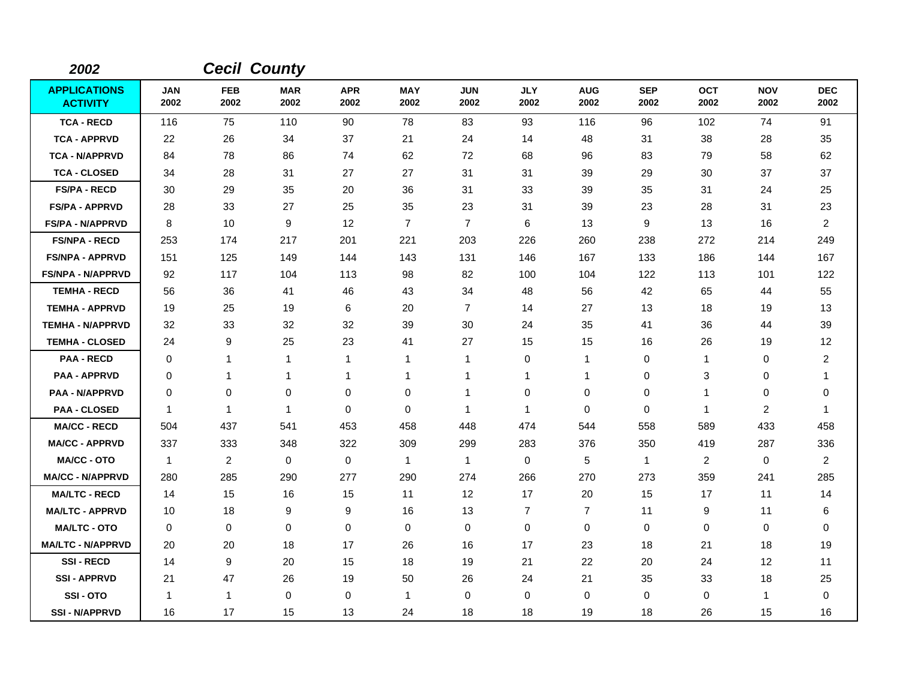**2002** **Cecil County**

| APPLICATIONS ACTIVITY | JAN 2002 | FEB 2002 | MAR 2002 | APR 2002 | MAY 2002 | JUN 2002 | JLY 2002 | AUG 2002 | SEP 2002 | OCT 2002 | NOV 2002 | DEC 2002 |
|---|---|---|---|---|---|---|---|---|---|---|---|---|
| TCA - RECD | 116 | 75 | 110 | 90 | 78 | 83 | 93 | 116 | 96 | 102 | 74 | 91 |
| TCA - APPRVD | 22 | 26 | 34 | 37 | 21 | 24 | 14 | 48 | 31 | 38 | 28 | 35 |
| TCA - N/APPRVD | 84 | 78 | 86 | 74 | 62 | 72 | 68 | 96 | 83 | 79 | 58 | 62 |
| TCA - CLOSED | 34 | 28 | 31 | 27 | 27 | 31 | 31 | 39 | 29 | 30 | 37 | 37 |
| FS/PA - RECD | 30 | 29 | 35 | 20 | 36 | 31 | 33 | 39 | 35 | 31 | 24 | 25 |
| FS/PA - APPRVD | 28 | 33 | 27 | 25 | 35 | 23 | 31 | 39 | 23 | 28 | 31 | 23 |
| FS/PA - N/APPRVD | 8 | 10 | 9 | 12 | 7 | 7 | 6 | 13 | 9 | 13 | 16 | 2 |
| FS/NPA - RECD | 253 | 174 | 217 | 201 | 221 | 203 | 226 | 260 | 238 | 272 | 214 | 249 |
| FS/NPA - APPRVD | 151 | 125 | 149 | 144 | 143 | 131 | 146 | 167 | 133 | 186 | 144 | 167 |
| FS/NPA - N/APPRVD | 92 | 117 | 104 | 113 | 98 | 82 | 100 | 104 | 122 | 113 | 101 | 122 |
| TEMHA - RECD | 56 | 36 | 41 | 46 | 43 | 34 | 48 | 56 | 42 | 65 | 44 | 55 |
| TEMHA - APPRVD | 19 | 25 | 19 | 6 | 20 | 7 | 14 | 27 | 13 | 18 | 19 | 13 |
| TEMHA - N/APPRVD | 32 | 33 | 32 | 32 | 39 | 30 | 24 | 35 | 41 | 36 | 44 | 39 |
| TEMHA - CLOSED | 24 | 9 | 25 | 23 | 41 | 27 | 15 | 15 | 16 | 26 | 19 | 12 |
| PAA - RECD | 0 | 1 | 1 | 1 | 1 | 1 | 0 | 1 | 0 | 1 | 0 | 2 |
| PAA - APPRVD | 0 | 1 | 1 | 1 | 1 | 1 | 1 | 1 | 0 | 3 | 0 | 1 |
| PAA - N/APPRVD | 0 | 0 | 0 | 0 | 0 | 1 | 0 | 0 | 0 | 1 | 0 | 0 |
| PAA - CLOSED | 1 | 1 | 1 | 0 | 0 | 1 | 1 | 0 | 0 | 1 | 2 | 1 |
| MA/CC - RECD | 504 | 437 | 541 | 453 | 458 | 448 | 474 | 544 | 558 | 589 | 433 | 458 |
| MA/CC - APPRVD | 337 | 333 | 348 | 322 | 309 | 299 | 283 | 376 | 350 | 419 | 287 | 336 |
| MA/CC - OTO | 1 | 2 | 0 | 0 | 1 | 1 | 0 | 5 | 1 | 2 | 0 | 2 |
| MA/CC - N/APPRVD | 280 | 285 | 290 | 277 | 290 | 274 | 266 | 270 | 273 | 359 | 241 | 285 |
| MA/LTC - RECD | 14 | 15 | 16 | 15 | 11 | 12 | 17 | 20 | 15 | 17 | 11 | 14 |
| MA/LTC - APPRVD | 10 | 18 | 9 | 9 | 16 | 13 | 7 | 7 | 11 | 9 | 11 | 6 |
| MA/LTC - OTO | 0 | 0 | 0 | 0 | 0 | 0 | 0 | 0 | 0 | 0 | 0 | 0 |
| MA/LTC - N/APPRVD | 20 | 20 | 18 | 17 | 26 | 16 | 17 | 23 | 18 | 21 | 18 | 19 |
| SSI - RECD | 14 | 9 | 20 | 15 | 18 | 19 | 21 | 22 | 20 | 24 | 12 | 11 |
| SSI - APPRVD | 21 | 47 | 26 | 19 | 50 | 26 | 24 | 21 | 35 | 33 | 18 | 25 |
| SSI - OTO | 1 | 1 | 0 | 0 | 1 | 0 | 0 | 0 | 0 | 0 | 1 | 0 |
| SSI - N/APPRVD | 16 | 17 | 15 | 13 | 24 | 18 | 18 | 19 | 18 | 26 | 15 | 16 |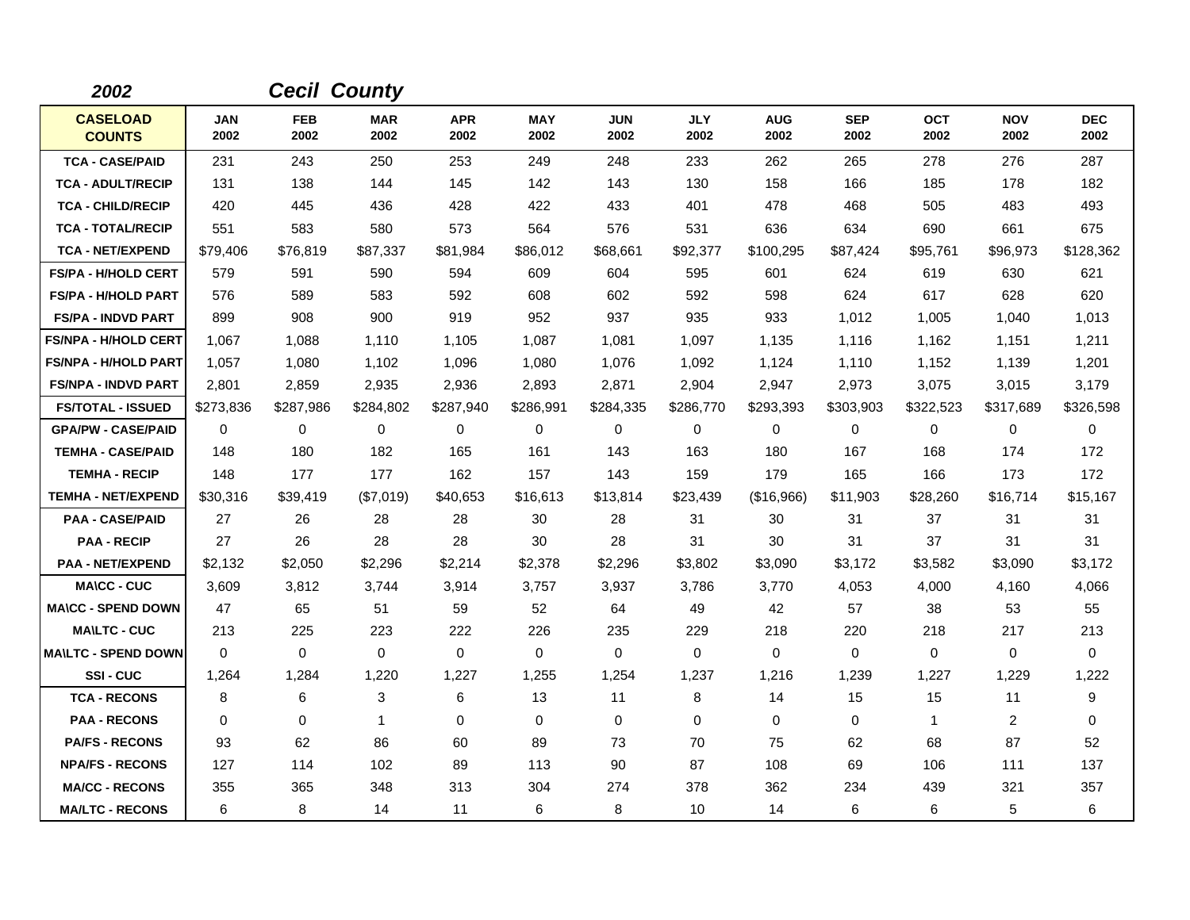**2002** **Cecil County**

| CASELOAD COUNTS | JAN 2002 | FEB 2002 | MAR 2002 | APR 2002 | MAY 2002 | JUN 2002 | JLY 2002 | AUG 2002 | SEP 2002 | OCT 2002 | NOV 2002 | DEC 2002 |
|---|---|---|---|---|---|---|---|---|---|---|---|---|
| TCA - CASE/PAID | 231 | 243 | 250 | 253 | 249 | 248 | 233 | 262 | 265 | 278 | 276 | 287 |
| TCA - ADULT/RECIP | 131 | 138 | 144 | 145 | 142 | 143 | 130 | 158 | 166 | 185 | 178 | 182 |
| TCA - CHILD/RECIP | 420 | 445 | 436 | 428 | 422 | 433 | 401 | 478 | 468 | 505 | 483 | 493 |
| TCA - TOTAL/RECIP | 551 | 583 | 580 | 573 | 564 | 576 | 531 | 636 | 634 | 690 | 661 | 675 |
| TCA - NET/EXPEND | $79,406 | $76,819 | $87,337 | $81,984 | $86,012 | $68,661 | $92,377 | $100,295 | $87,424 | $95,761 | $96,973 | $128,362 |
| FS/PA - H/HOLD CERT | 579 | 591 | 590 | 594 | 609 | 604 | 595 | 601 | 624 | 619 | 630 | 621 |
| FS/PA - H/HOLD PART | 576 | 589 | 583 | 592 | 608 | 602 | 592 | 598 | 624 | 617 | 628 | 620 |
| FS/PA - INDVD PART | 899 | 908 | 900 | 919 | 952 | 937 | 935 | 933 | 1,012 | 1,005 | 1,040 | 1,013 |
| FS/NPA - H/HOLD CERT | 1,067 | 1,088 | 1,110 | 1,105 | 1,087 | 1,081 | 1,097 | 1,135 | 1,116 | 1,162 | 1,151 | 1,211 |
| FS/NPA - H/HOLD PART | 1,057 | 1,080 | 1,102 | 1,096 | 1,080 | 1,076 | 1,092 | 1,124 | 1,110 | 1,152 | 1,139 | 1,201 |
| FS/NPA - INDVD PART | 2,801 | 2,859 | 2,935 | 2,936 | 2,893 | 2,871 | 2,904 | 2,947 | 2,973 | 3,075 | 3,015 | 3,179 |
| FS/TOTAL - ISSUED | $273,836 | $287,986 | $284,802 | $287,940 | $286,991 | $284,335 | $286,770 | $293,393 | $303,903 | $322,523 | $317,689 | $326,598 |
| GPA/PW - CASE/PAID | 0 | 0 | 0 | 0 | 0 | 0 | 0 | 0 | 0 | 0 | 0 | 0 |
| TEMHA - CASE/PAID | 148 | 180 | 182 | 165 | 161 | 143 | 163 | 180 | 167 | 168 | 174 | 172 |
| TEMHA - RECIP | 148 | 177 | 177 | 162 | 157 | 143 | 159 | 179 | 165 | 166 | 173 | 172 |
| TEMHA - NET/EXPEND | $30,316 | $39,419 | ($7,019) | $40,653 | $16,613 | $13,814 | $23,439 | ($16,966) | $11,903 | $28,260 | $16,714 | $15,167 |
| PAA - CASE/PAID | 27 | 26 | 28 | 28 | 30 | 28 | 31 | 30 | 31 | 37 | 31 | 31 |
| PAA - RECIP | 27 | 26 | 28 | 28 | 30 | 28 | 31 | 30 | 31 | 37 | 31 | 31 |
| PAA - NET/EXPEND | $2,132 | $2,050 | $2,296 | $2,214 | $2,378 | $2,296 | $3,802 | $3,090 | $3,172 | $3,582 | $3,090 | $3,172 |
| MA\CC - CUC | 3,609 | 3,812 | 3,744 | 3,914 | 3,757 | 3,937 | 3,786 | 3,770 | 4,053 | 4,000 | 4,160 | 4,066 |
| MA\CC - SPEND DOWN | 47 | 65 | 51 | 59 | 52 | 64 | 49 | 42 | 57 | 38 | 53 | 55 |
| MA\LTC - CUC | 213 | 225 | 223 | 222 | 226 | 235 | 229 | 218 | 220 | 218 | 217 | 213 |
| MA\LTC - SPEND DOWN | 0 | 0 | 0 | 0 | 0 | 0 | 0 | 0 | 0 | 0 | 0 | 0 |
| SSI - CUC | 1,264 | 1,284 | 1,220 | 1,227 | 1,255 | 1,254 | 1,237 | 1,216 | 1,239 | 1,227 | 1,229 | 1,222 |
| TCA - RECONS | 8 | 6 | 3 | 6 | 13 | 11 | 8 | 14 | 15 | 15 | 11 | 9 |
| PAA - RECONS | 0 | 0 | 1 | 0 | 0 | 0 | 0 | 0 | 0 | 1 | 2 | 0 |
| PA/FS - RECONS | 93 | 62 | 86 | 60 | 89 | 73 | 70 | 75 | 62 | 68 | 87 | 52 |
| NPA/FS - RECONS | 127 | 114 | 102 | 89 | 113 | 90 | 87 | 108 | 69 | 106 | 111 | 137 |
| MA/CC - RECONS | 355 | 365 | 348 | 313 | 304 | 274 | 378 | 362 | 234 | 439 | 321 | 357 |
| MA/LTC - RECONS | 6 | 8 | 14 | 11 | 6 | 8 | 10 | 14 | 6 | 6 | 5 | 6 |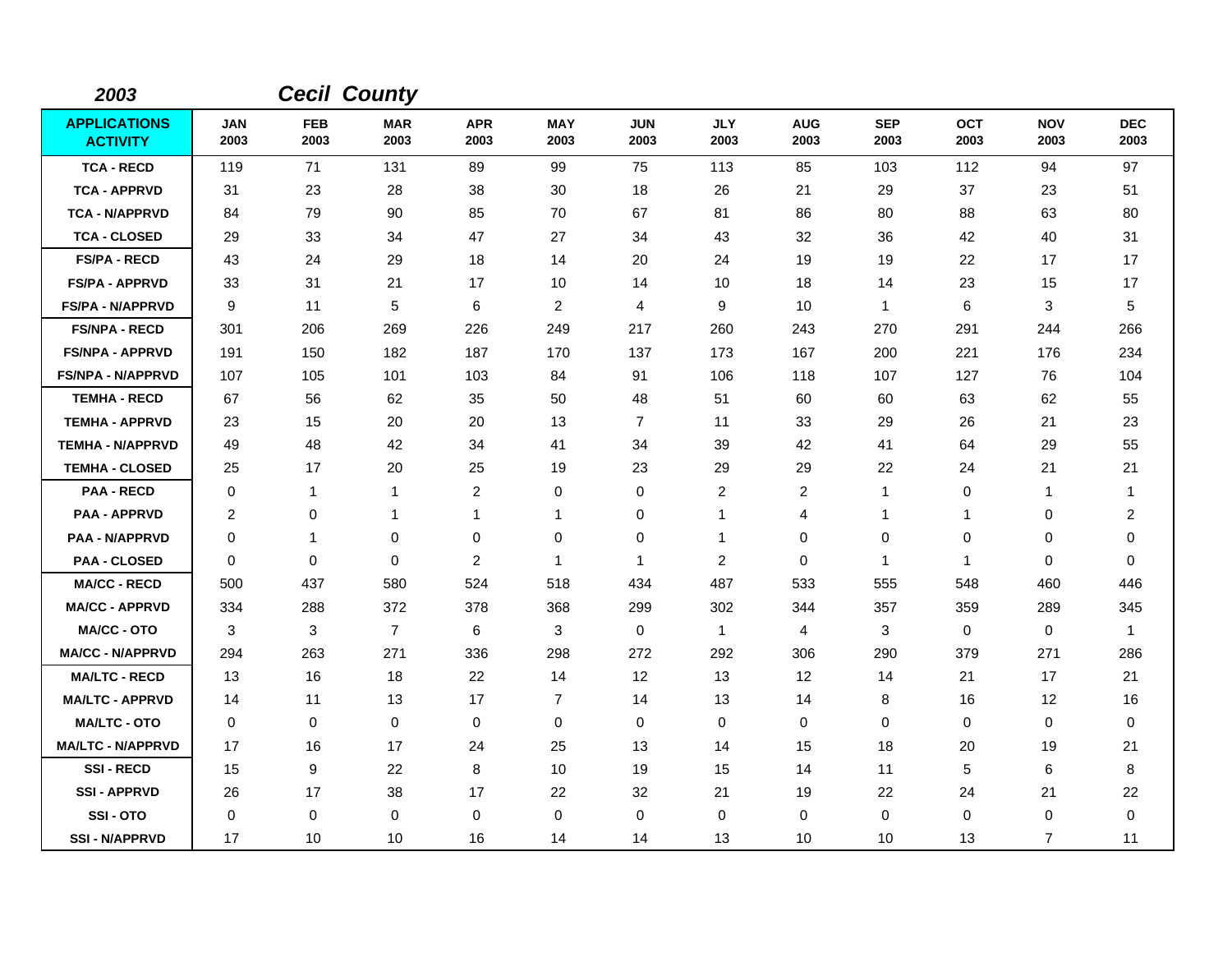## 2003 Cecil County

| APPLICATIONS ACTIVITY | JAN 2003 | FEB 2003 | MAR 2003 | APR 2003 | MAY 2003 | JUN 2003 | JLY 2003 | AUG 2003 | SEP 2003 | OCT 2003 | NOV 2003 | DEC 2003 |
|---|---|---|---|---|---|---|---|---|---|---|---|---|
| TCA - RECD | 119 | 71 | 131 | 89 | 99 | 75 | 113 | 85 | 103 | 112 | 94 | 97 |
| TCA - APPRVD | 31 | 23 | 28 | 38 | 30 | 18 | 26 | 21 | 29 | 37 | 23 | 51 |
| TCA - N/APPRVD | 84 | 79 | 90 | 85 | 70 | 67 | 81 | 86 | 80 | 88 | 63 | 80 |
| TCA - CLOSED | 29 | 33 | 34 | 47 | 27 | 34 | 43 | 32 | 36 | 42 | 40 | 31 |
| FS/PA - RECD | 43 | 24 | 29 | 18 | 14 | 20 | 24 | 19 | 19 | 22 | 17 | 17 |
| FS/PA - APPRVD | 33 | 31 | 21 | 17 | 10 | 14 | 10 | 18 | 14 | 23 | 15 | 17 |
| FS/PA - N/APPRVD | 9 | 11 | 5 | 6 | 2 | 4 | 9 | 10 | 1 | 6 | 3 | 5 |
| FS/NPA - RECD | 301 | 206 | 269 | 226 | 249 | 217 | 260 | 243 | 270 | 291 | 244 | 266 |
| FS/NPA - APPRVD | 191 | 150 | 182 | 187 | 170 | 137 | 173 | 167 | 200 | 221 | 176 | 234 |
| FS/NPA - N/APPRVD | 107 | 105 | 101 | 103 | 84 | 91 | 106 | 118 | 107 | 127 | 76 | 104 |
| TEMHA - RECD | 67 | 56 | 62 | 35 | 50 | 48 | 51 | 60 | 60 | 63 | 62 | 55 |
| TEMHA - APPRVD | 23 | 15 | 20 | 20 | 13 | 7 | 11 | 33 | 29 | 26 | 21 | 23 |
| TEMHA - N/APPRVD | 49 | 48 | 42 | 34 | 41 | 34 | 39 | 42 | 41 | 64 | 29 | 55 |
| TEMHA - CLOSED | 25 | 17 | 20 | 25 | 19 | 23 | 29 | 29 | 22 | 24 | 21 | 21 |
| PAA - RECD | 0 | 1 | 1 | 2 | 0 | 0 | 2 | 2 | 1 | 0 | 1 | 1 |
| PAA - APPRVD | 2 | 0 | 1 | 1 | 1 | 0 | 1 | 4 | 1 | 1 | 0 | 2 |
| PAA - N/APPRVD | 0 | 1 | 0 | 0 | 0 | 0 | 1 | 0 | 0 | 0 | 0 | 0 |
| PAA - CLOSED | 0 | 0 | 0 | 2 | 1 | 1 | 2 | 0 | 1 | 1 | 0 | 0 |
| MA/CC - RECD | 500 | 437 | 580 | 524 | 518 | 434 | 487 | 533 | 555 | 548 | 460 | 446 |
| MA/CC - APPRVD | 334 | 288 | 372 | 378 | 368 | 299 | 302 | 344 | 357 | 359 | 289 | 345 |
| MA/CC - OTO | 3 | 3 | 7 | 6 | 3 | 0 | 1 | 4 | 3 | 0 | 0 | 1 |
| MA/CC - N/APPRVD | 294 | 263 | 271 | 336 | 298 | 272 | 292 | 306 | 290 | 379 | 271 | 286 |
| MA/LTC - RECD | 13 | 16 | 18 | 22 | 14 | 12 | 13 | 12 | 14 | 21 | 17 | 21 |
| MA/LTC - APPRVD | 14 | 11 | 13 | 17 | 7 | 14 | 13 | 14 | 8 | 16 | 12 | 16 |
| MA/LTC - OTO | 0 | 0 | 0 | 0 | 0 | 0 | 0 | 0 | 0 | 0 | 0 | 0 |
| MA/LTC - N/APPRVD | 17 | 16 | 17 | 24 | 25 | 13 | 14 | 15 | 18 | 20 | 19 | 21 |
| SSI - RECD | 15 | 9 | 22 | 8 | 10 | 19 | 15 | 14 | 11 | 5 | 6 | 8 |
| SSI - APPRVD | 26 | 17 | 38 | 17 | 22 | 32 | 21 | 19 | 22 | 24 | 21 | 22 |
| SSI - OTO | 0 | 0 | 0 | 0 | 0 | 0 | 0 | 0 | 0 | 0 | 0 | 0 |
| SSI - N/APPRVD | 17 | 10 | 10 | 16 | 14 | 14 | 13 | 10 | 10 | 13 | 7 | 11 |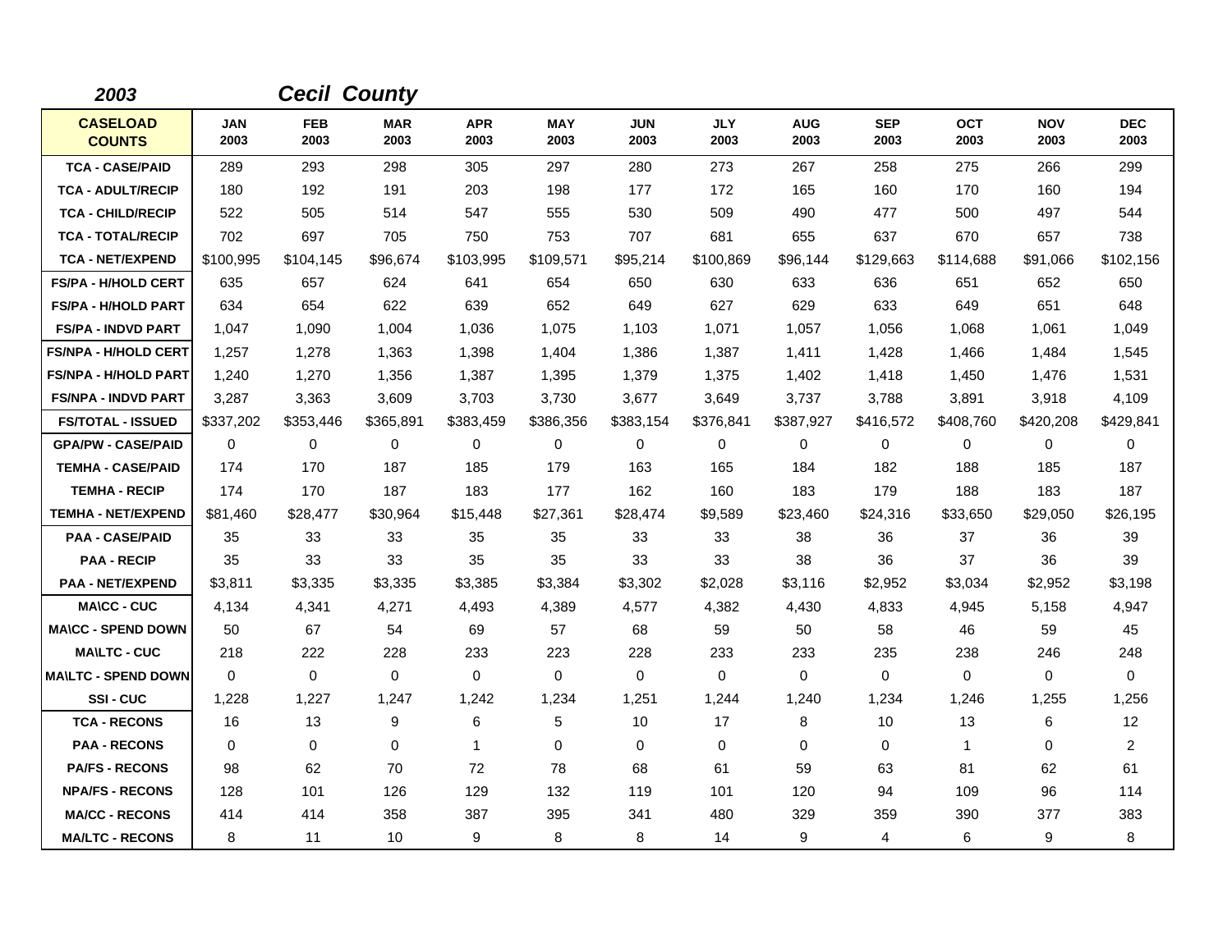***2003*** ***Cecil County***

| CASELOAD COUNTS | JAN 2003 | FEB 2003 | MAR 2003 | APR 2003 | MAY 2003 | JUN 2003 | JLY 2003 | AUG 2003 | SEP 2003 | OCT 2003 | NOV 2003 | DEC 2003 |
|---|---|---|---|---|---|---|---|---|---|---|---|---|
| TCA - CASE/PAID | 289 | 293 | 298 | 305 | 297 | 280 | 273 | 267 | 258 | 275 | 266 | 299 |
| TCA - ADULT/RECIP | 180 | 192 | 191 | 203 | 198 | 177 | 172 | 165 | 160 | 170 | 160 | 194 |
| TCA - CHILD/RECIP | 522 | 505 | 514 | 547 | 555 | 530 | 509 | 490 | 477 | 500 | 497 | 544 |
| TCA - TOTAL/RECIP | 702 | 697 | 705 | 750 | 753 | 707 | 681 | 655 | 637 | 670 | 657 | 738 |
| TCA - NET/EXPEND | $100,995 | $104,145 | $96,674 | $103,995 | $109,571 | $95,214 | $100,869 | $96,144 | $129,663 | $114,688 | $91,066 | $102,156 |
| FS/PA - H/HOLD CERT | 635 | 657 | 624 | 641 | 654 | 650 | 630 | 633 | 636 | 651 | 652 | 650 |
| FS/PA - H/HOLD PART | 634 | 654 | 622 | 639 | 652 | 649 | 627 | 629 | 633 | 649 | 651 | 648 |
| FS/PA - INDVD PART | 1,047 | 1,090 | 1,004 | 1,036 | 1,075 | 1,103 | 1,071 | 1,057 | 1,056 | 1,068 | 1,061 | 1,049 |
| FS/NPA - H/HOLD CERT | 1,257 | 1,278 | 1,363 | 1,398 | 1,404 | 1,386 | 1,387 | 1,411 | 1,428 | 1,466 | 1,484 | 1,545 |
| FS/NPA - H/HOLD PART | 1,240 | 1,270 | 1,356 | 1,387 | 1,395 | 1,379 | 1,375 | 1,402 | 1,418 | 1,450 | 1,476 | 1,531 |
| FS/NPA - INDVD PART | 3,287 | 3,363 | 3,609 | 3,703 | 3,730 | 3,677 | 3,649 | 3,737 | 3,788 | 3,891 | 3,918 | 4,109 |
| FS/TOTAL - ISSUED | $337,202 | $353,446 | $365,891 | $383,459 | $386,356 | $383,154 | $376,841 | $387,927 | $416,572 | $408,760 | $420,208 | $429,841 |
| GPA/PW - CASE/PAID | 0 | 0 | 0 | 0 | 0 | 0 | 0 | 0 | 0 | 0 | 0 | 0 |
| TEMHA - CASE/PAID | 174 | 170 | 187 | 185 | 179 | 163 | 165 | 184 | 182 | 188 | 185 | 187 |
| TEMHA - RECIP | 174 | 170 | 187 | 183 | 177 | 162 | 160 | 183 | 179 | 188 | 183 | 187 |
| TEMHA - NET/EXPEND | $81,460 | $28,477 | $30,964 | $15,448 | $27,361 | $28,474 | $9,589 | $23,460 | $24,316 | $33,650 | $29,050 | $26,195 |
| PAA - CASE/PAID | 35 | 33 | 33 | 35 | 35 | 33 | 33 | 38 | 36 | 37 | 36 | 39 |
| PAA - RECIP | 35 | 33 | 33 | 35 | 35 | 33 | 33 | 38 | 36 | 37 | 36 | 39 |
| PAA - NET/EXPEND | $3,811 | $3,335 | $3,335 | $3,385 | $3,384 | $3,302 | $2,028 | $3,116 | $2,952 | $3,034 | $2,952 | $3,198 |
| MA\CC - CUC | 4,134 | 4,341 | 4,271 | 4,493 | 4,389 | 4,577 | 4,382 | 4,430 | 4,833 | 4,945 | 5,158 | 4,947 |
| MA\CC - SPEND DOWN | 50 | 67 | 54 | 69 | 57 | 68 | 59 | 50 | 58 | 46 | 59 | 45 |
| MA\LTC - CUC | 218 | 222 | 228 | 233 | 223 | 228 | 233 | 233 | 235 | 238 | 246 | 248 |
| MA\LTC - SPEND DOWN | 0 | 0 | 0 | 0 | 0 | 0 | 0 | 0 | 0 | 0 | 0 | 0 |
| SSI - CUC | 1,228 | 1,227 | 1,247 | 1,242 | 1,234 | 1,251 | 1,244 | 1,240 | 1,234 | 1,246 | 1,255 | 1,256 |
| TCA - RECONS | 16 | 13 | 9 | 6 | 5 | 10 | 17 | 8 | 10 | 13 | 6 | 12 |
| PAA - RECONS | 0 | 0 | 0 | 1 | 0 | 0 | 0 | 0 | 0 | 1 | 0 | 2 |
| PA/FS - RECONS | 98 | 62 | 70 | 72 | 78 | 68 | 61 | 59 | 63 | 81 | 62 | 61 |
| NPA/FS - RECONS | 128 | 101 | 126 | 129 | 132 | 119 | 101 | 120 | 94 | 109 | 96 | 114 |
| MA/CC - RECONS | 414 | 414 | 358 | 387 | 395 | 341 | 480 | 329 | 359 | 390 | 377 | 383 |
| MA/LTC - RECONS | 8 | 11 | 10 | 9 | 8 | 8 | 14 | 9 | 4 | 6 | 9 | 8 |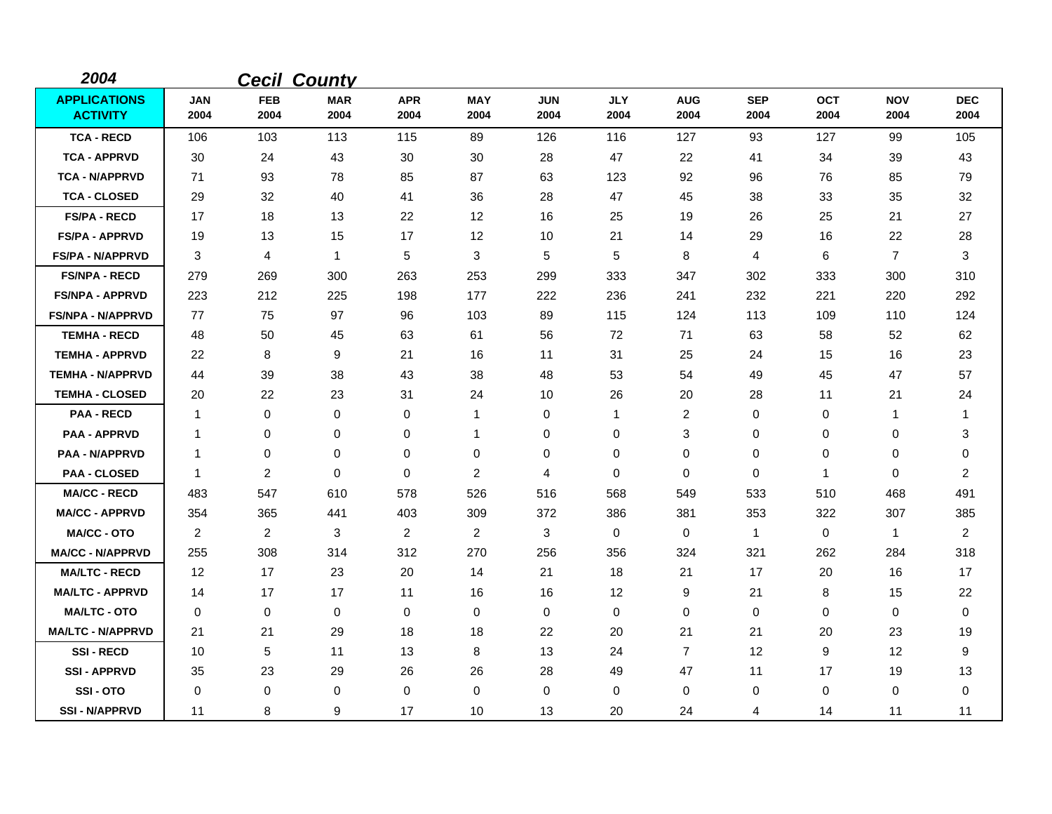*2004* ***Cecil County***

| APPLICATIONS ACTIVITY | JAN 2004 | FEB 2004 | MAR 2004 | APR 2004 | MAY 2004 | JUN 2004 | JLY 2004 | AUG 2004 | SEP 2004 | OCT 2004 | NOV 2004 | DEC 2004 |
|---|---|---|---|---|---|---|---|---|---|---|---|---|
| TCA - RECD | 106 | 103 | 113 | 115 | 89 | 126 | 116 | 127 | 93 | 127 | 99 | 105 |
| TCA - APPRVD | 30 | 24 | 43 | 30 | 30 | 28 | 47 | 22 | 41 | 34 | 39 | 43 |
| TCA - N/APPRVD | 71 | 93 | 78 | 85 | 87 | 63 | 123 | 92 | 96 | 76 | 85 | 79 |
| TCA - CLOSED | 29 | 32 | 40 | 41 | 36 | 28 | 47 | 45 | 38 | 33 | 35 | 32 |
| FS/PA - RECD | 17 | 18 | 13 | 22 | 12 | 16 | 25 | 19 | 26 | 25 | 21 | 27 |
| FS/PA - APPRVD | 19 | 13 | 15 | 17 | 12 | 10 | 21 | 14 | 29 | 16 | 22 | 28 |
| FS/PA - N/APPRVD | 3 | 4 | 1 | 5 | 3 | 5 | 5 | 8 | 4 | 6 | 7 | 3 |
| FS/NPA - RECD | 279 | 269 | 300 | 263 | 253 | 299 | 333 | 347 | 302 | 333 | 300 | 310 |
| FS/NPA - APPRVD | 223 | 212 | 225 | 198 | 177 | 222 | 236 | 241 | 232 | 221 | 220 | 292 |
| FS/NPA - N/APPRVD | 77 | 75 | 97 | 96 | 103 | 89 | 115 | 124 | 113 | 109 | 110 | 124 |
| TEMHA - RECD | 48 | 50 | 45 | 63 | 61 | 56 | 72 | 71 | 63 | 58 | 52 | 62 |
| TEMHA - APPRVD | 22 | 8 | 9 | 21 | 16 | 11 | 31 | 25 | 24 | 15 | 16 | 23 |
| TEMHA - N/APPRVD | 44 | 39 | 38 | 43 | 38 | 48 | 53 | 54 | 49 | 45 | 47 | 57 |
| TEMHA - CLOSED | 20 | 22 | 23 | 31 | 24 | 10 | 26 | 20 | 28 | 11 | 21 | 24 |
| PAA - RECD | 1 | 0 | 0 | 0 | 1 | 0 | 1 | 2 | 0 | 0 | 1 | 1 |
| PAA - APPRVD | 1 | 0 | 0 | 0 | 1 | 0 | 0 | 3 | 0 | 0 | 0 | 3 |
| PAA - N/APPRVD | 1 | 0 | 0 | 0 | 0 | 0 | 0 | 0 | 0 | 0 | 0 | 0 |
| PAA - CLOSED | 1 | 2 | 0 | 0 | 2 | 4 | 0 | 0 | 0 | 1 | 0 | 2 |
| MA/CC - RECD | 483 | 547 | 610 | 578 | 526 | 516 | 568 | 549 | 533 | 510 | 468 | 491 |
| MA/CC - APPRVD | 354 | 365 | 441 | 403 | 309 | 372 | 386 | 381 | 353 | 322 | 307 | 385 |
| MA/CC - OTO | 2 | 2 | 3 | 2 | 2 | 3 | 0 | 0 | 1 | 0 | 1 | 2 |
| MA/CC - N/APPRVD | 255 | 308 | 314 | 312 | 270 | 256 | 356 | 324 | 321 | 262 | 284 | 318 |
| MA/LTC - RECD | 12 | 17 | 23 | 20 | 14 | 21 | 18 | 21 | 17 | 20 | 16 | 17 |
| MA/LTC - APPRVD | 14 | 17 | 17 | 11 | 16 | 16 | 12 | 9 | 21 | 8 | 15 | 22 |
| MA/LTC - OTO | 0 | 0 | 0 | 0 | 0 | 0 | 0 | 0 | 0 | 0 | 0 | 0 |
| MA/LTC - N/APPRVD | 21 | 21 | 29 | 18 | 18 | 22 | 20 | 21 | 21 | 20 | 23 | 19 |
| SSI - RECD | 10 | 5 | 11 | 13 | 8 | 13 | 24 | 7 | 12 | 9 | 12 | 9 |
| SSI - APPRVD | 35 | 23 | 29 | 26 | 26 | 28 | 49 | 47 | 11 | 17 | 19 | 13 |
| SSI - OTO | 0 | 0 | 0 | 0 | 0 | 0 | 0 | 0 | 0 | 0 | 0 | 0 |
| SSI - N/APPRVD | 11 | 8 | 9 | 17 | 10 | 13 | 20 | 24 | 4 | 14 | 11 | 11 |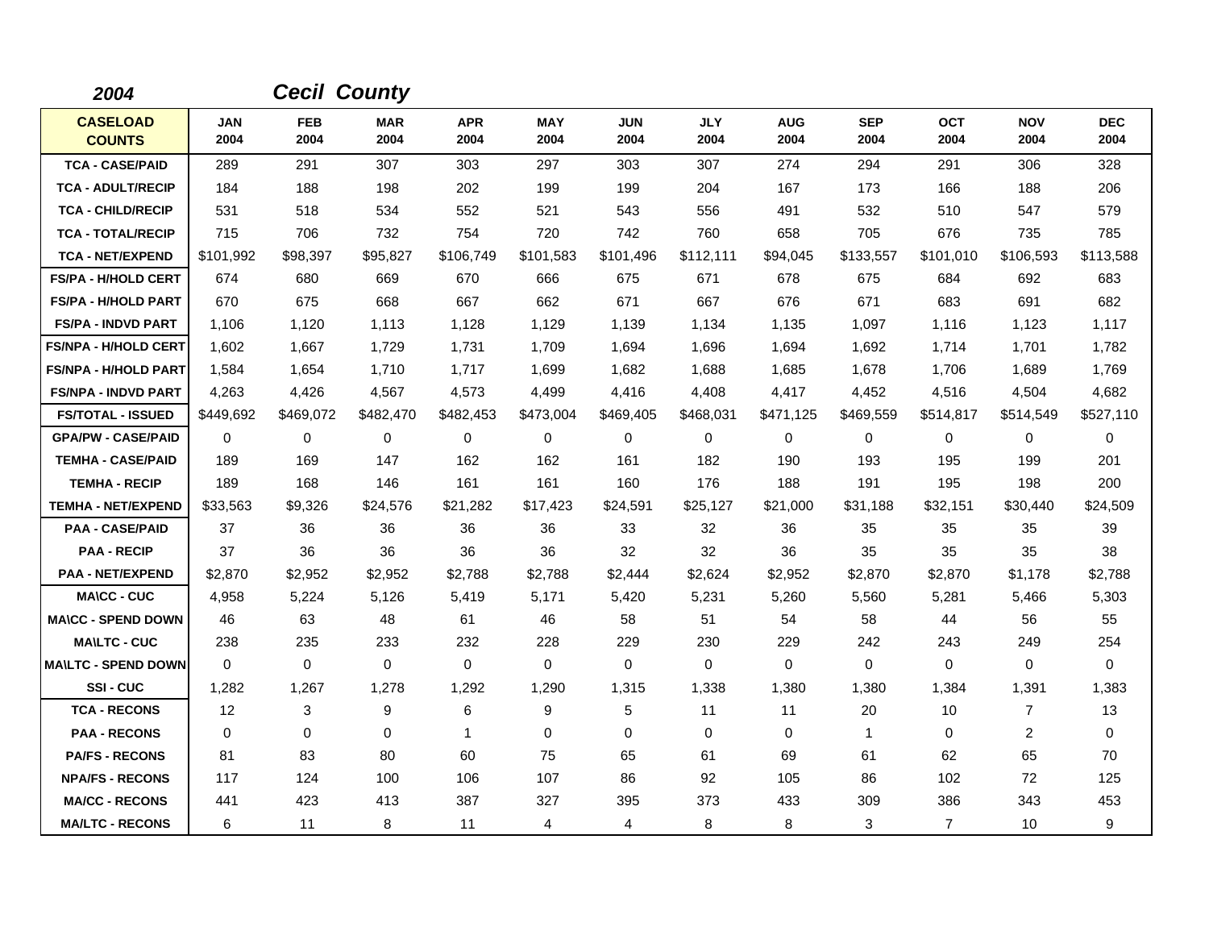## 2004 *Cecil County*

| CASELOAD COUNTS | JAN 2004 | FEB 2004 | MAR 2004 | APR 2004 | MAY 2004 | JUN 2004 | JLY 2004 | AUG 2004 | SEP 2004 | OCT 2004 | NOV 2004 | DEC 2004 |
|---|---|---|---|---|---|---|---|---|---|---|---|---|
| TCA - CASE/PAID | 289 | 291 | 307 | 303 | 297 | 303 | 307 | 274 | 294 | 291 | 306 | 328 |
| TCA - ADULT/RECIP | 184 | 188 | 198 | 202 | 199 | 199 | 204 | 167 | 173 | 166 | 188 | 206 |
| TCA - CHILD/RECIP | 531 | 518 | 534 | 552 | 521 | 543 | 556 | 491 | 532 | 510 | 547 | 579 |
| TCA - TOTAL/RECIP | 715 | 706 | 732 | 754 | 720 | 742 | 760 | 658 | 705 | 676 | 735 | 785 |
| TCA - NET/EXPEND | $101,992 | $98,397 | $95,827 | $106,749 | $101,583 | $101,496 | $112,111 | $94,045 | $133,557 | $101,010 | $106,593 | $113,588 |
| FS/PA - H/HOLD CERT | 674 | 680 | 669 | 670 | 666 | 675 | 671 | 678 | 675 | 684 | 692 | 683 |
| FS/PA - H/HOLD PART | 670 | 675 | 668 | 667 | 662 | 671 | 667 | 676 | 671 | 683 | 691 | 682 |
| FS/PA - INDVD PART | 1,106 | 1,120 | 1,113 | 1,128 | 1,129 | 1,139 | 1,134 | 1,135 | 1,097 | 1,116 | 1,123 | 1,117 |
| FS/NPA - H/HOLD CERT | 1,602 | 1,667 | 1,729 | 1,731 | 1,709 | 1,694 | 1,696 | 1,694 | 1,692 | 1,714 | 1,701 | 1,782 |
| FS/NPA - H/HOLD PART | 1,584 | 1,654 | 1,710 | 1,717 | 1,699 | 1,682 | 1,688 | 1,685 | 1,678 | 1,706 | 1,689 | 1,769 |
| FS/NPA - INDVD PART | 4,263 | 4,426 | 4,567 | 4,573 | 4,499 | 4,416 | 4,408 | 4,417 | 4,452 | 4,516 | 4,504 | 4,682 |
| FS/TOTAL - ISSUED | $449,692 | $469,072 | $482,470 | $482,453 | $473,004 | $469,405 | $468,031 | $471,125 | $469,559 | $514,817 | $514,549 | $527,110 |
| GPA/PW - CASE/PAID | 0 | 0 | 0 | 0 | 0 | 0 | 0 | 0 | 0 | 0 | 0 | 0 |
| TEMHA - CASE/PAID | 189 | 169 | 147 | 162 | 162 | 161 | 182 | 190 | 193 | 195 | 199 | 201 |
| TEMHA - RECIP | 189 | 168 | 146 | 161 | 161 | 160 | 176 | 188 | 191 | 195 | 198 | 200 |
| TEMHA - NET/EXPEND | $33,563 | $9,326 | $24,576 | $21,282 | $17,423 | $24,591 | $25,127 | $21,000 | $31,188 | $32,151 | $30,440 | $24,509 |
| PAA - CASE/PAID | 37 | 36 | 36 | 36 | 36 | 33 | 32 | 36 | 35 | 35 | 35 | 39 |
| PAA - RECIP | 37 | 36 | 36 | 36 | 36 | 32 | 32 | 36 | 35 | 35 | 35 | 38 |
| PAA - NET/EXPEND | $2,870 | $2,952 | $2,952 | $2,788 | $2,788 | $2,444 | $2,624 | $2,952 | $2,870 | $2,870 | $1,178 | $2,788 |
| MA\CC - CUC | 4,958 | 5,224 | 5,126 | 5,419 | 5,171 | 5,420 | 5,231 | 5,260 | 5,560 | 5,281 | 5,466 | 5,303 |
| MA\CC - SPEND DOWN | 46 | 63 | 48 | 61 | 46 | 58 | 51 | 54 | 58 | 44 | 56 | 55 |
| MA\LTC - CUC | 238 | 235 | 233 | 232 | 228 | 229 | 230 | 229 | 242 | 243 | 249 | 254 |
| MA\LTC - SPEND DOWN | 0 | 0 | 0 | 0 | 0 | 0 | 0 | 0 | 0 | 0 | 0 | 0 |
| SSI - CUC | 1,282 | 1,267 | 1,278 | 1,292 | 1,290 | 1,315 | 1,338 | 1,380 | 1,380 | 1,384 | 1,391 | 1,383 |
| TCA - RECONS | 12 | 3 | 9 | 6 | 9 | 5 | 11 | 11 | 20 | 10 | 7 | 13 |
| PAA - RECONS | 0 | 0 | 0 | 1 | 0 | 0 | 0 | 0 | 1 | 0 | 2 | 0 |
| PA/FS - RECONS | 81 | 83 | 80 | 60 | 75 | 65 | 61 | 69 | 61 | 62 | 65 | 70 |
| NPA/FS - RECONS | 117 | 124 | 100 | 106 | 107 | 86 | 92 | 105 | 86 | 102 | 72 | 125 |
| MA/CC - RECONS | 441 | 423 | 413 | 387 | 327 | 395 | 373 | 433 | 309 | 386 | 343 | 453 |
| MA/LTC - RECONS | 6 | 11 | 8 | 11 | 4 | 4 | 8 | 8 | 3 | 7 | 10 | 9 |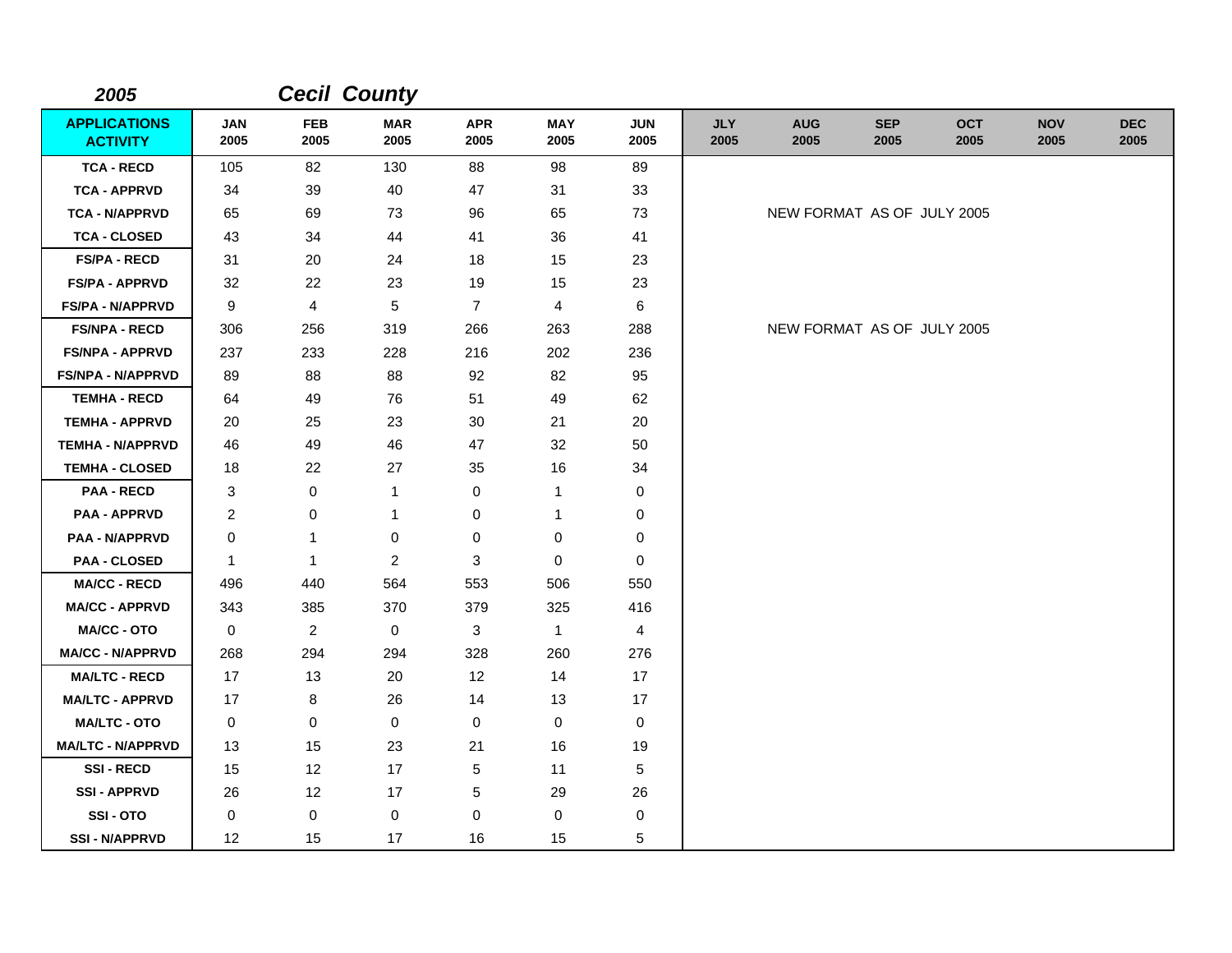*2005* ***Cecil County***

| APPLICATIONS ACTIVITY | JAN 2005 | FEB 2005 | MAR 2005 | APR 2005 | MAY 2005 | JUN 2005 | JLY 2005 | AUG 2005 | SEP 2005 | OCT 2005 | NOV 2005 | DEC 2005 |
|---|---|---|---|---|---|---|---|---|---|---|---|---|
| **TCA - RECD** | 105 | 82 | 130 | 88 | 98 | 89 | | | | | | |
| **TCA - APPRVD** | 34 | 39 | 40 | 47 | 31 | 33 | | | | | | |
| **TCA - N/APPRVD** | 65 | 69 | 73 | 96 | 65 | 73 | | NEW FORMAT AS OF JULY 2005 | | | | |
| **TCA - CLOSED** | 43 | 34 | 44 | 41 | 36 | 41 | | | | | | |
| **FS/PA - RECD** | 31 | 20 | 24 | 18 | 15 | 23 | | | | | | |
| **FS/PA - APPRVD** | 32 | 22 | 23 | 19 | 15 | 23 | | | | | | |
| **FS/PA - N/APPRVD** | 9 | 4 | 5 | 7 | 4 | 6 | | | | | | |
| **FS/NPA - RECD** | 306 | 256 | 319 | 266 | 263 | 288 | | NEW FORMAT AS OF JULY 2005 | | | | |
| **FS/NPA - APPRVD** | 237 | 233 | 228 | 216 | 202 | 236 | | | | | | |
| **FS/NPA - N/APPRVD** | 89 | 88 | 88 | 92 | 82 | 95 | | | | | | |
| **TEMHA - RECD** | 64 | 49 | 76 | 51 | 49 | 62 | | | | | | |
| **TEMHA - APPRVD** | 20 | 25 | 23 | 30 | 21 | 20 | | | | | | |
| **TEMHA - N/APPRVD** | 46 | 49 | 46 | 47 | 32 | 50 | | | | | | |
| **TEMHA - CLOSED** | 18 | 22 | 27 | 35 | 16 | 34 | | | | | | |
| **PAA - RECD** | 3 | 0 | 1 | 0 | 1 | 0 | | | | | | |
| **PAA - APPRVD** | 2 | 0 | 1 | 0 | 1 | 0 | | | | | | |
| **PAA - N/APPRVD** | 0 | 1 | 0 | 0 | 0 | 0 | | | | | | |
| **PAA - CLOSED** | 1 | 1 | 2 | 3 | 0 | 0 | | | | | | |
| **MA/CC - RECD** | 496 | 440 | 564 | 553 | 506 | 550 | | | | | | |
| **MA/CC - APPRVD** | 343 | 385 | 370 | 379 | 325 | 416 | | | | | | |
| **MA/CC - OTO** | 0 | 2 | 0 | 3 | 1 | 4 | | | | | | |
| **MA/CC - N/APPRVD** | 268 | 294 | 294 | 328 | 260 | 276 | | | | | | |
| **MA/LTC - RECD** | 17 | 13 | 20 | 12 | 14 | 17 | | | | | | |
| **MA/LTC - APPRVD** | 17 | 8 | 26 | 14 | 13 | 17 | | | | | | |
| **MA/LTC - OTO** | 0 | 0 | 0 | 0 | 0 | 0 | | | | | | |
| **MA/LTC - N/APPRVD** | 13 | 15 | 23 | 21 | 16 | 19 | | | | | | |
| **SSI - RECD** | 15 | 12 | 17 | 5 | 11 | 5 | | | | | | |
| **SSI - APPRVD** | 26 | 12 | 17 | 5 | 29 | 26 | | | | | | |
| **SSI - OTO** | 0 | 0 | 0 | 0 | 0 | 0 | | | | | | |
| **SSI - N/APPRVD** | 12 | 15 | 17 | 16 | 15 | 5 | | | | | | |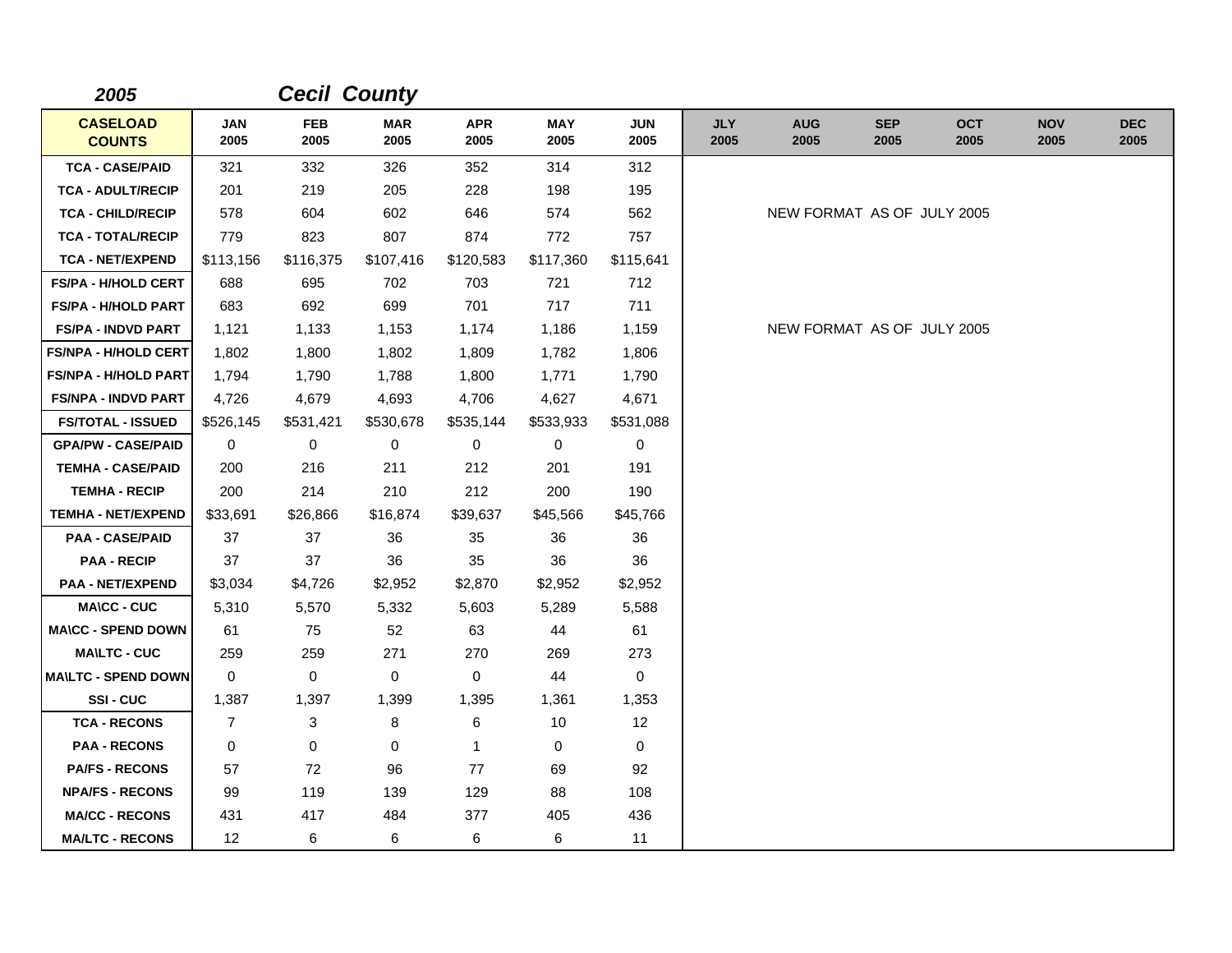## 2005 *Cecil County*

| CASELOAD COUNTS | JAN 2005 | FEB 2005 | MAR 2005 | APR 2005 | MAY 2005 | JUN 2005 | JLY 2005 | AUG 2005 | SEP 2005 | OCT 2005 | NOV 2005 | DEC 2005 |
|---|---|---|---|---|---|---|---|---|---|---|---|---|
| TCA - CASE/PAID | 321 | 332 | 326 | 352 | 314 | 312 | | | | | | |
| TCA - ADULT/RECIP | 201 | 219 | 205 | 228 | 198 | 195 | | | | | | |
| TCA - CHILD/RECIP | 578 | 604 | 602 | 646 | 574 | 562 | | NEW FORMAT AS OF JULY 2005 | | | | |
| TCA - TOTAL/RECIP | 779 | 823 | 807 | 874 | 772 | 757 | | | | | | |
| TCA - NET/EXPEND | $113,156 | $116,375 | $107,416 | $120,583 | $117,360 | $115,641 | | | | | | |
| FS/PA - H/HOLD CERT | 688 | 695 | 702 | 703 | 721 | 712 | | | | | | |
| FS/PA - H/HOLD PART | 683 | 692 | 699 | 701 | 717 | 711 | | | | | | |
| FS/PA - INDVD PART | 1,121 | 1,133 | 1,153 | 1,174 | 1,186 | 1,159 | | NEW FORMAT AS OF JULY 2005 | | | | |
| FS/NPA - H/HOLD CERT | 1,802 | 1,800 | 1,802 | 1,809 | 1,782 | 1,806 | | | | | | |
| FS/NPA - H/HOLD PART | 1,794 | 1,790 | 1,788 | 1,800 | 1,771 | 1,790 | | | | | | |
| FS/NPA - INDVD PART | 4,726 | 4,679 | 4,693 | 4,706 | 4,627 | 4,671 | | | | | | |
| FS/TOTAL - ISSUED | $526,145 | $531,421 | $530,678 | $535,144 | $533,933 | $531,088 | | | | | | |
| GPA/PW - CASE/PAID | 0 | 0 | 0 | 0 | 0 | 0 | | | | | | |
| TEMHA - CASE/PAID | 200 | 216 | 211 | 212 | 201 | 191 | | | | | | |
| TEMHA - RECIP | 200 | 214 | 210 | 212 | 200 | 190 | | | | | | |
| TEMHA - NET/EXPEND | $33,691 | $26,866 | $16,874 | $39,637 | $45,566 | $45,766 | | | | | | |
| PAA - CASE/PAID | 37 | 37 | 36 | 35 | 36 | 36 | | | | | | |
| PAA - RECIP | 37 | 37 | 36 | 35 | 36 | 36 | | | | | | |
| PAA - NET/EXPEND | $3,034 | $4,726 | $2,952 | $2,870 | $2,952 | $2,952 | | | | | | |
| MA\CC - CUC | 5,310 | 5,570 | 5,332 | 5,603 | 5,289 | 5,588 | | | | | | |
| MA\CC - SPEND DOWN | 61 | 75 | 52 | 63 | 44 | 61 | | | | | | |
| MA\LTC - CUC | 259 | 259 | 271 | 270 | 269 | 273 | | | | | | |
| MA\LTC - SPEND DOWN | 0 | 0 | 0 | 0 | 44 | 0 | | | | | | |
| SSI - CUC | 1,387 | 1,397 | 1,399 | 1,395 | 1,361 | 1,353 | | | | | | |
| TCA - RECONS | 7 | 3 | 8 | 6 | 10 | 12 | | | | | | |
| PAA - RECONS | 0 | 0 | 0 | 1 | 0 | 0 | | | | | | |
| PA/FS - RECONS | 57 | 72 | 96 | 77 | 69 | 92 | | | | | | |
| NPA/FS - RECONS | 99 | 119 | 139 | 129 | 88 | 108 | | | | | | |
| MA/CC - RECONS | 431 | 417 | 484 | 377 | 405 | 436 | | | | | | |
| MA/LTC - RECONS | 12 | 6 | 6 | 6 | 6 | 11 | | | | | | |